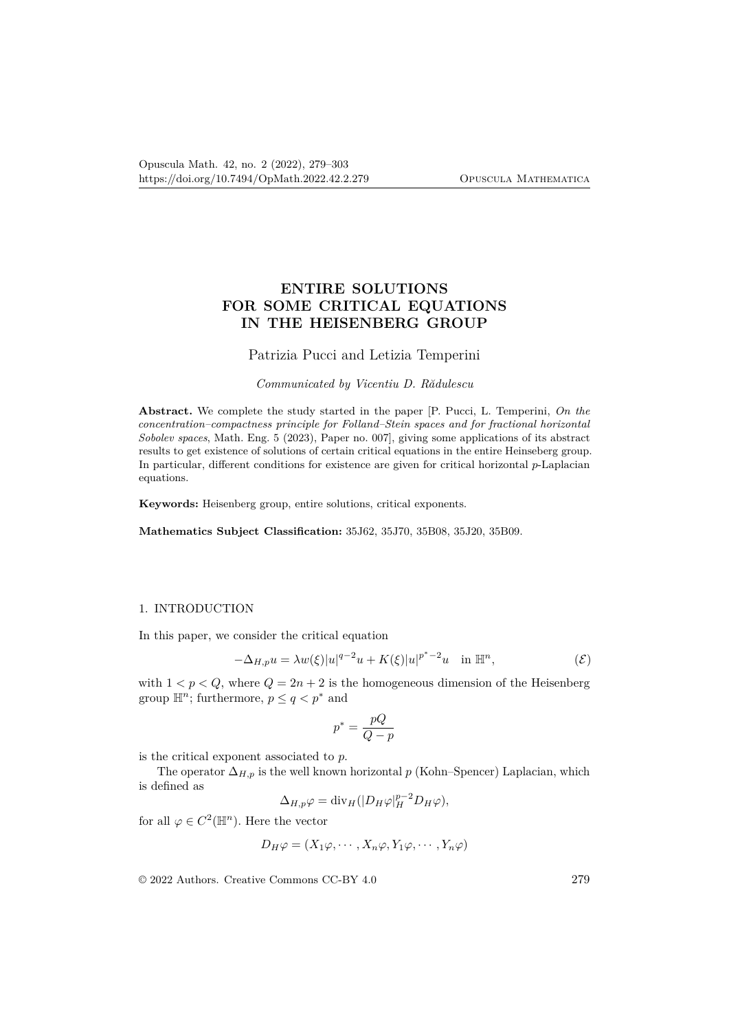# ENTIRE SOLUTIONS FOR SOME CRITICAL EQUATIONS IN THE HEISENBERG GROUP

Patrizia Pucci and Letizia Temperini

*Communicated by Vicentiu D. Rădulescu*

**Abstract.** We complete the study started in the paper [P. Pucci, L. Temperini, *On the concentration–compactness principle for Folland–Stein spaces and for fractional horizontal Sobolev spaces*, Math. Eng. 5 (2023), Paper no. 007], giving some applications of its abstract results to get existence of solutions of certain critical equations in the entire Heinseberg group. In particular, different conditions for existence are given for critical horizontal $p$-Laplacian equations.

**Keywords:** Heisenberg group, entire solutions, critical exponents.

**Mathematics Subject Classification:** 35J62, 35J70, 35B08, 35J20, 35B09.

## 1. INTRODUCTION

In this paper, we consider the critical equation

$$-\Delta_{H,p}u = \lambda w(\xi)|u|^{q-2}u + K(\xi)|u|^{p^*-2}u \quad \text{in } \mathbb{H}^n, \tag{$\mathcal{E}$}$$

with $1 < p < Q$, where $Q = 2n + 2$ is the homogeneous dimension of the Heisenberg group $\mathbb{H}^n$; furthermore, $p \le q < p^*$ and

$$p^* = \frac{pQ}{Q-p}$$

is the critical exponent associated to $p$.

The operator $\Delta_{H,p}$ is the well known horizontal $p$ (Kohn–Spencer) Laplacian, which is defined as

$$\Delta_{H,p}\varphi = \operatorname{div}_H(|D_H\varphi|_H^{p-2}D_H\varphi),$$

for all $\varphi \in C^2(\mathbb{H}^n)$. Here the vector

$$D_H\varphi = (X_1\varphi, \cdots, X_n\varphi, Y_1\varphi, \cdots, Y_n\varphi)$$

© 2022 Authors. Creative Commons CC-BY 4.0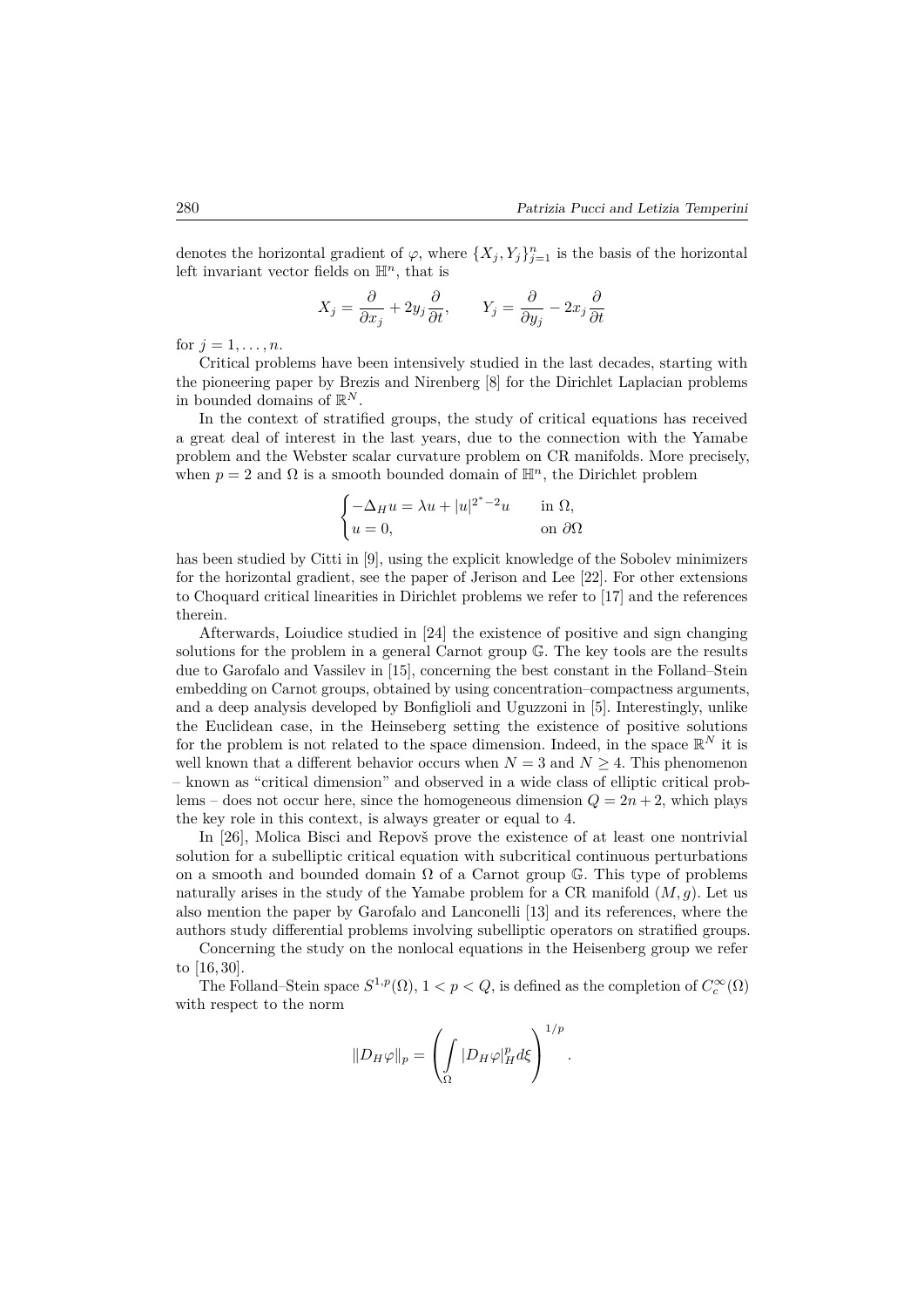denotes the horizontal gradient of $\varphi$, where $\{X_j, Y_j\}_{j=1}^n$ is the basis of the horizontal left invariant vector fields on $\mathbb{H}^n$, that is

$$X_j = \frac{\partial}{\partial x_j} + 2y_j \frac{\partial}{\partial t}, \qquad Y_j = \frac{\partial}{\partial y_j} - 2x_j \frac{\partial}{\partial t}$$

for $j = 1, \ldots, n$.

Critical problems have been intensively studied in the last decades, starting with the pioneering paper by Brezis and Nirenberg [8] for the Dirichlet Laplacian problems in bounded domains of $\mathbb{R}^N$.

In the context of stratified groups, the study of critical equations has received a great deal of interest in the last years, due to the connection with the Yamabe problem and the Webster scalar curvature problem on CR manifolds. More precisely, when $p = 2$ and $\Omega$ is a smooth bounded domain of $\mathbb{H}^n$, the Dirichlet problem

$$\begin{cases} -\Delta_H u = \lambda u + |u|^{2^*-2}u & \text{in } \Omega, \\ u = 0, & \text{on } \partial\Omega \end{cases}$$

has been studied by Citti in [9], using the explicit knowledge of the Sobolev minimizers for the horizontal gradient, see the paper of Jerison and Lee [22]. For other extensions to Choquard critical linearities in Dirichlet problems we refer to [17] and the references therein.

Afterwards, Loiudice studied in [24] the existence of positive and sign changing solutions for the problem in a general Carnot group $\mathbb{G}$. The key tools are the results due to Garofalo and Vassilev in [15], concerning the best constant in the Folland–Stein embedding on Carnot groups, obtained by using concentration–compactness arguments, and a deep analysis developed by Bonfiglioli and Uguzzoni in [5]. Interestingly, unlike the Euclidean case, in the Heinseberg setting the existence of positive solutions for the problem is not related to the space dimension. Indeed, in the space $\mathbb{R}^N$ it is well known that a different behavior occurs when $N = 3$ and $N \geq 4$. This phenomenon – known as "critical dimension" and observed in a wide class of elliptic critical problems – does not occur here, since the homogeneous dimension $Q = 2n + 2$, which plays the key role in this context, is always greater or equal to 4.

In [26], Molica Bisci and Repovš prove the existence of at least one nontrivial solution for a subelliptic critical equation with subcritical continuous perturbations on a smooth and bounded domain $\Omega$ of a Carnot group $\mathbb{G}$. This type of problems naturally arises in the study of the Yamabe problem for a CR manifold $(M, g)$. Let us also mention the paper by Garofalo and Lanconelli [13] and its references, where the authors study differential problems involving subelliptic operators on stratified groups.

Concerning the study on the nonlocal equations in the Heisenberg group we refer to [16, 30].

The Folland–Stein space $S^{1,p}(\Omega)$, $1 < p < Q$, is defined as the completion of $C_c^\infty(\Omega)$ with respect to the norm

$$\|D_H \varphi\|_p = \left( \int_\Omega |D_H \varphi|_H^p d\xi \right)^{1/p}.$$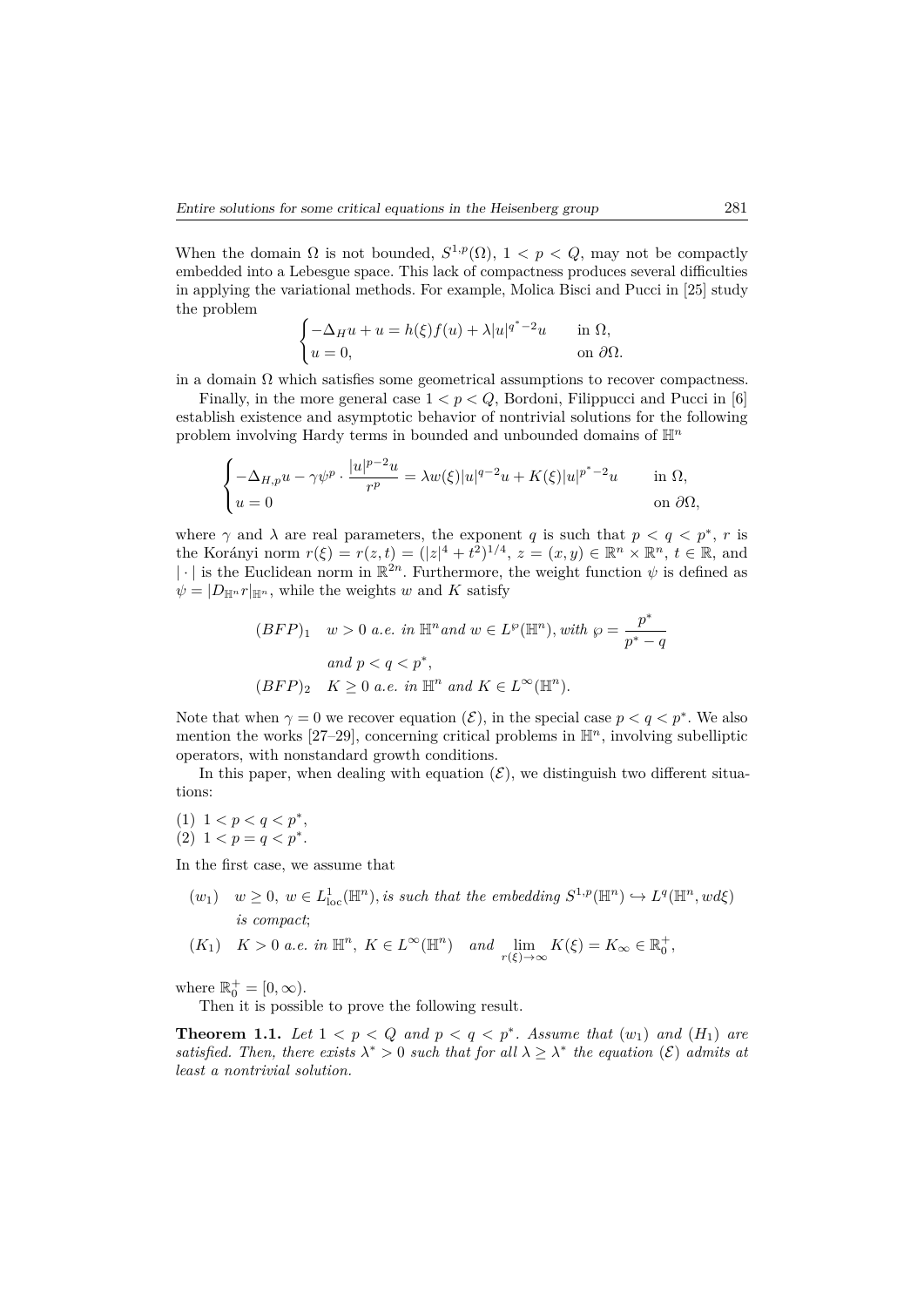When the domain $\Omega$ is not bounded, $S^{1,p}(\Omega)$, $1 < p < Q$, may not be compactly embedded into a Lebesgue space. This lack of compactness produces several difficulties in applying the variational methods. For example, Molica Bisci and Pucci in [25] study the problem

$$\begin{cases} -\Delta_H u + u = h(\xi)f(u) + \lambda |u|^{q^*-2}u & \text{in } \Omega, \\ u = 0, & \text{on } \partial\Omega. \end{cases}$$

in a domain $\Omega$ which satisfies some geometrical assumptions to recover compactness.

Finally, in the more general case $1 < p < Q$, Bordoni, Filippucci and Pucci in [6] establish existence and asymptotic behavior of nontrivial solutions for the following problem involving Hardy terms in bounded and unbounded domains of $\mathbb{H}^n$

$$\begin{cases} -\Delta_{H,p}u - \gamma\psi^p \cdot \dfrac{|u|^{p-2}u}{r^p} = \lambda w(\xi)|u|^{q-2}u + K(\xi)|u|^{p^*-2}u & \text{in } \Omega, \\ u = 0 & \text{on } \partial\Omega, \end{cases}$$

where $\gamma$ and $\lambda$ are real parameters, the exponent $q$ is such that $p < q < p^*$, $r$ is the Korányi norm $r(\xi) = r(z,t) = (|z|^4 + t^2)^{1/4}$, $z = (x,y) \in \mathbb{R}^n \times \mathbb{R}^n$, $t \in \mathbb{R}$, and $|\cdot|$ is the Euclidean norm in $\mathbb{R}^{2n}$. Furthermore, the weight function $\psi$ is defined as $\psi = |D_{\mathbb{H}^n} r|_{\mathbb{H}^n}$, while the weights $w$ and $K$ satisfy

$(BFP)_1$ $\quad w > 0$ *a.e. in* $\mathbb{H}^n$ *and* $w \in L^{\wp}(\mathbb{H}^n)$, *with* $\wp = \dfrac{p^*}{p^* - q}$ *and* $p < q < p^*$,

$(BFP)_2$ $\quad K \geq 0$ *a.e. in* $\mathbb{H}^n$ *and* $K \in L^\infty(\mathbb{H}^n)$.

Note that when $\gamma = 0$ we recover equation $(\mathcal{E})$, in the special case $p < q < p^*$. We also mention the works [27–29], concerning critical problems in $\mathbb{H}^n$, involving subelliptic operators, with nonstandard growth conditions.

In this paper, when dealing with equation $(\mathcal{E})$, we distinguish two different situations:

(1) $1 < p < q < p^*$,
(2) $1 < p = q < p^*$.

In the first case, we assume that

$(w_1)$ $\quad w \geq 0$, $w \in L^1_{\text{loc}}(\mathbb{H}^n)$, *is such that the embedding* $S^{1,p}(\mathbb{H}^n) \hookrightarrow L^q(\mathbb{H}^n, wd\xi)$ *is compact*;

$(K_1)$ $\quad K > 0$ *a.e. in* $\mathbb{H}^n$, $K \in L^\infty(\mathbb{H}^n)$ *and* $\lim\limits_{r(\xi)\to\infty} K(\xi) = K_\infty \in \mathbb{R}^+_0$,

where $\mathbb{R}^+_0 = [0, \infty)$.

Then it is possible to prove the following result.

**Theorem 1.1.** *Let* $1 < p < Q$ *and* $p < q < p^*$. *Assume that* $(w_1)$ *and* $(H_1)$ *are satisfied. Then, there exists* $\lambda^* > 0$ *such that for all* $\lambda \geq \lambda^*$ *the equation* $(\mathcal{E})$ *admits at least a nontrivial solution.*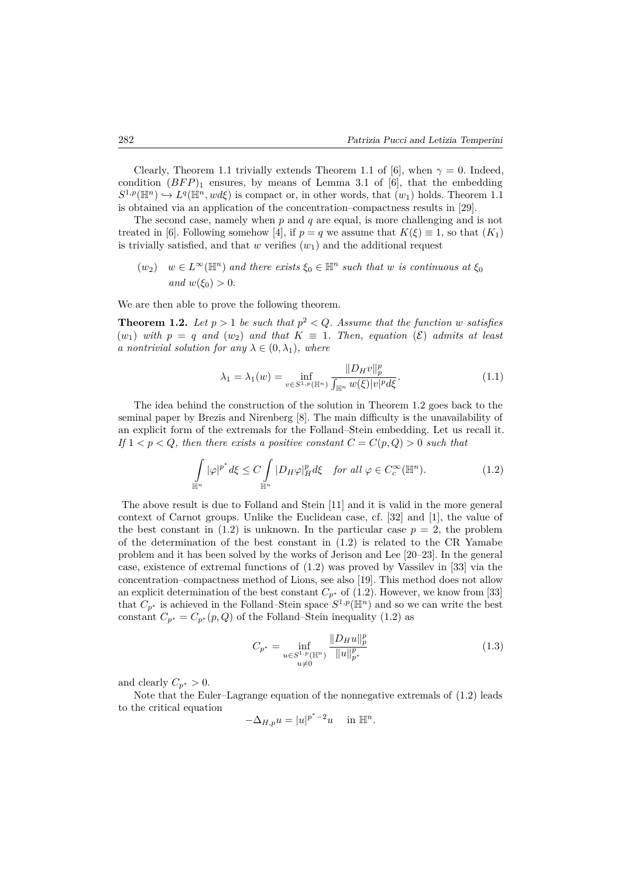Clearly, Theorem 1.1 trivially extends Theorem 1.1 of [6], when $\gamma = 0$. Indeed, condition $(BFP)_1$ ensures, by means of Lemma 3.1 of [6], that the embedding $S^{1,p}(\mathbb{H}^n) \hookrightarrow L^q(\mathbb{H}^n, wd\xi)$ is compact or, in other words, that $(w_1)$ holds. Theorem 1.1 is obtained via an application of the concentration–compactness results in [29].

The second case, namely when $p$ and $q$ are equal, is more challenging and is not treated in [6]. Following somehow [4], if $p = q$ we assume that $K(\xi) \equiv 1$, so that $(K_1)$ is trivially satisfied, and that $w$ verifies $(w_1)$ and the additional request

$(w_2)$ *$w \in L^\infty(\mathbb{H}^n)$ and there exists $\xi_0 \in \mathbb{H}^n$ such that $w$ is continuous at $\xi_0$ and $w(\xi_0) > 0$.*

We are then able to prove the following theorem.

**Theorem 1.2.** *Let $p > 1$ be such that $p^2 < Q$. Assume that the function $w$ satisfies $(w_1)$ with $p = q$ and $(w_2)$ and that $K \equiv 1$. Then, equation $(\mathcal{E})$ admits at least a nontrivial solution for any $\lambda \in (0, \lambda_1)$, where*

$$\lambda_1 = \lambda_1(w) = \inf_{v \in S^{1,p}(\mathbb{H}^n)} \frac{\|D_H v\|_p^p}{\int_{\mathbb{H}^n} w(\xi)|v|^p d\xi}. \tag{1.1}$$

The idea behind the construction of the solution in Theorem 1.2 goes back to the seminal paper by Brezis and Nirenberg [8]. The main difficulty is the unavailability of an explicit form of the extremals for the Folland–Stein embedding. Let us recall it. *If $1 < p < Q$, then there exists a positive constant $C = C(p, Q) > 0$ such that*

$$\int_{\mathbb{H}^n} |\varphi|^{p^*} d\xi \le C \int_{\mathbb{H}^n} |D_H \varphi|_H^p d\xi \quad \text{for all } \varphi \in C_c^\infty(\mathbb{H}^n). \tag{1.2}$$

The above result is due to Folland and Stein [11] and it is valid in the more general context of Carnot groups. Unlike the Euclidean case, cf. [32] and [1], the value of the best constant in (1.2) is unknown. In the particular case $p = 2$, the problem of the determination of the best constant in (1.2) is related to the CR Yamabe problem and it has been solved by the works of Jerison and Lee [20–23]. In the general case, existence of extremal functions of (1.2) was proved by Vassilev in [33] via the concentration–compactness method of Lions, see also [19]. This method does not allow an explicit determination of the best constant $C_{p^*}$ of (1.2). However, we know from [33] that $C_{p^*}$ is achieved in the Folland–Stein space $S^{1,p}(\mathbb{H}^n)$ and so we can write the best constant $C_{p^*} = C_{p^*}(p, Q)$ of the Folland–Stein inequality (1.2) as

$$C_{p^*} = \inf_{\substack{u \in S^{1,p}(\mathbb{H}^n) \\ u \neq 0}} \frac{\|D_H u\|_p^p}{\|u\|_{p^*}^p} \tag{1.3}$$

and clearly $C_{p^*} > 0$.

Note that the Euler–Lagrange equation of the nonnegative extremals of (1.2) leads to the critical equation

$$-\Delta_{H,p} u = |u|^{p^*-2} u \quad \text{in } \mathbb{H}^n.$$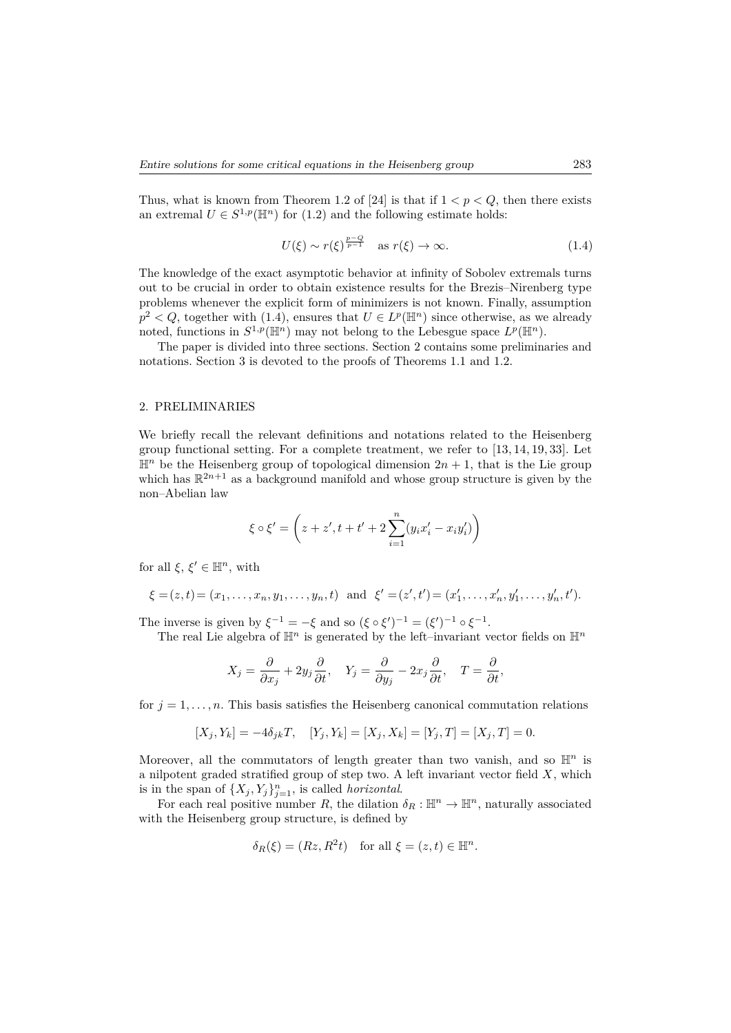Thus, what is known from Theorem 1.2 of [24] is that if $1 < p < Q$, then there exists an extremal $U \in S^{1,p}(\mathbb{H}^n)$ for (1.2) and the following estimate holds:

$$U(\xi) \sim r(\xi)^{\frac{p-Q}{p-1}} \quad \text{as } r(\xi) \to \infty. \tag{1.4}$$

The knowledge of the exact asymptotic behavior at infinity of Sobolev extremals turns out to be crucial in order to obtain existence results for the Brezis–Nirenberg type problems whenever the explicit form of minimizers is not known. Finally, assumption $p^2 < Q$, together with (1.4), ensures that $U \in L^p(\mathbb{H}^n)$ since otherwise, as we already noted, functions in $S^{1,p}(\mathbb{H}^n)$ may not belong to the Lebesgue space $L^p(\mathbb{H}^n)$.

The paper is divided into three sections. Section 2 contains some preliminaries and notations. Section 3 is devoted to the proofs of Theorems 1.1 and 1.2.

## 2. PRELIMINARIES

We briefly recall the relevant definitions and notations related to the Heisenberg group functional setting. For a complete treatment, we refer to [13, 14, 19, 33]. Let $\mathbb{H}^n$ be the Heisenberg group of topological dimension $2n+1$, that is the Lie group which has $\mathbb{R}^{2n+1}$ as a background manifold and whose group structure is given by the non–Abelian law

$$\xi \circ \xi' = \left( z + z', t + t' + 2\sum_{i=1}^{n} (y_i x_i' - x_i y_i') \right)$$

for all $\xi$, $\xi' \in \mathbb{H}^n$, with

$$\xi = (z,t) = (x_1, \ldots, x_n, y_1, \ldots, y_n, t) \quad \text{and} \quad \xi' = (z', t') = (x_1', \ldots, x_n', y_1', \ldots, y_n', t').$$

The inverse is given by $\xi^{-1} = -\xi$ and so $(\xi \circ \xi')^{-1} = (\xi')^{-1} \circ \xi^{-1}$.

The real Lie algebra of $\mathbb{H}^n$ is generated by the left–invariant vector fields on $\mathbb{H}^n$

$$X_j = \frac{\partial}{\partial x_j} + 2y_j \frac{\partial}{\partial t}, \quad Y_j = \frac{\partial}{\partial y_j} - 2x_j \frac{\partial}{\partial t}, \quad T = \frac{\partial}{\partial t},$$

for $j = 1, \ldots, n$. This basis satisfies the Heisenberg canonical commutation relations

$$[X_j, Y_k] = -4\delta_{jk} T, \quad [Y_j, Y_k] = [X_j, X_k] = [Y_j, T] = [X_j, T] = 0.$$

Moreover, all the commutators of length greater than two vanish, and so $\mathbb{H}^n$ is a nilpotent graded stratified group of step two. A left invariant vector field $X$, which is in the span of $\{X_j, Y_j\}_{j=1}^n$, is called *horizontal*.

For each real positive number $R$, the dilation $\delta_R : \mathbb{H}^n \to \mathbb{H}^n$, naturally associated with the Heisenberg group structure, is defined by

$$\delta_R(\xi) = (Rz, R^2 t) \quad \text{for all } \xi = (z,t) \in \mathbb{H}^n.$$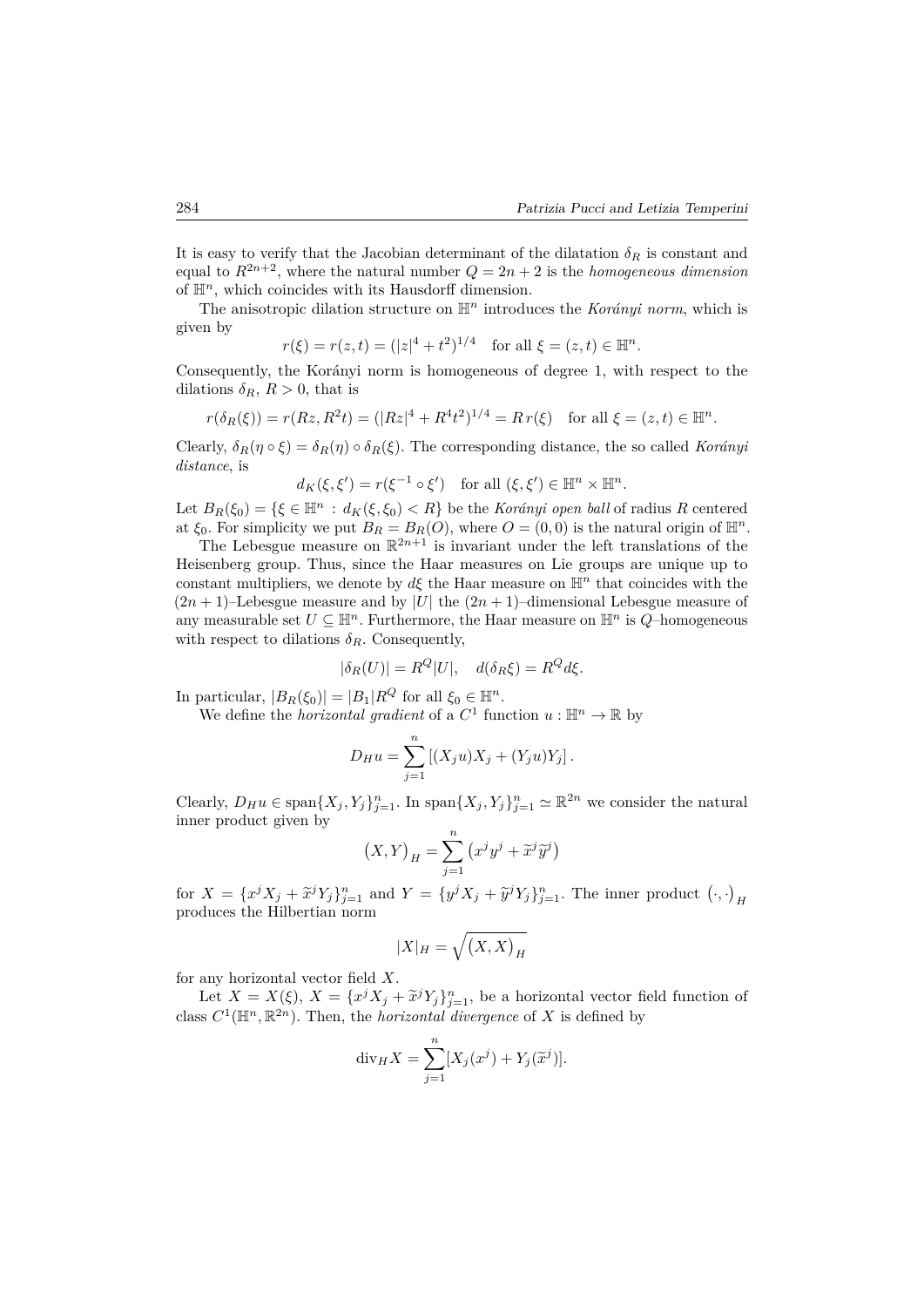It is easy to verify that the Jacobian determinant of the dilatation $\delta_R$ is constant and equal to $R^{2n+2}$, where the natural number $Q = 2n + 2$ is the *homogeneous dimension* of $\mathbb{H}^n$, which coincides with its Hausdorff dimension.

The anisotropic dilation structure on $\mathbb{H}^n$ introduces the *Korányi norm*, which is given by

$$r(\xi) = r(z,t) = (|z|^4 + t^2)^{1/4} \quad \text{for all } \xi = (z,t) \in \mathbb{H}^n.$$

Consequently, the Korányi norm is homogeneous of degree 1, with respect to the dilations $\delta_R$, $R > 0$, that is

$$r(\delta_R(\xi)) = r(Rz, R^2t) = (|Rz|^4 + R^4t^2)^{1/4} = R\, r(\xi) \quad \text{for all } \xi = (z,t) \in \mathbb{H}^n.$$

Clearly, $\delta_R(\eta \circ \xi) = \delta_R(\eta) \circ \delta_R(\xi)$. The corresponding distance, the so called *Korányi distance*, is

$$d_K(\xi, \xi') = r(\xi^{-1} \circ \xi') \quad \text{for all } (\xi, \xi') \in \mathbb{H}^n \times \mathbb{H}^n.$$

Let $B_R(\xi_0) = \{\xi \in \mathbb{H}^n : d_K(\xi, \xi_0) < R\}$ be the *Korányi open ball* of radius $R$ centered at $\xi_0$. For simplicity we put $B_R = B_R(O)$, where $O = (0,0)$ is the natural origin of $\mathbb{H}^n$.

The Lebesgue measure on $\mathbb{R}^{2n+1}$ is invariant under the left translations of the Heisenberg group. Thus, since the Haar measures on Lie groups are unique up to constant multipliers, we denote by $d\xi$ the Haar measure on $\mathbb{H}^n$ that coincides with the $(2n+1)$–Lebesgue measure and by $|U|$ the $(2n+1)$–dimensional Lebesgue measure of any measurable set $U \subseteq \mathbb{H}^n$. Furthermore, the Haar measure on $\mathbb{H}^n$ is $Q$–homogeneous with respect to dilations $\delta_R$. Consequently,

$$|\delta_R(U)| = R^Q |U|, \quad d(\delta_R \xi) = R^Q d\xi.$$

In particular, $|B_R(\xi_0)| = |B_1| R^Q$ for all $\xi_0 \in \mathbb{H}^n$.

We define the *horizontal gradient* of a $C^1$ function $u : \mathbb{H}^n \to \mathbb{R}$ by

$$D_H u = \sum_{j=1}^{n} \left[ (X_j u) X_j + (Y_j u) Y_j \right].$$

Clearly, $D_H u \in \operatorname{span}\{X_j, Y_j\}_{j=1}^n$. In $\operatorname{span}\{X_j, Y_j\}_{j=1}^n \simeq \mathbb{R}^{2n}$ we consider the natural inner product given by

$$\big(X, Y\big)_H = \sum_{j=1}^{n} \left( x^j y^j + \widetilde{x}^j \widetilde{y}^j \right)$$

for $X = \{x^j X_j + \widetilde{x}^j Y_j\}_{j=1}^n$ and $Y = \{y^j X_j + \widetilde{y}^j Y_j\}_{j=1}^n$. The inner product $\big(\cdot, \cdot\big)_H$ produces the Hilbertian norm

$$|X|_H = \sqrt{\big(X, X\big)_H}$$

for any horizontal vector field $X$.

Let $X = X(\xi)$, $X = \{x^j X_j + \widetilde{x}^j Y_j\}_{j=1}^n$, be a horizontal vector field function of class $C^1(\mathbb{H}^n, \mathbb{R}^{2n})$. Then, the *horizontal divergence* of $X$ is defined by

$$\operatorname{div}_H X = \sum_{j=1}^{n} [X_j(x^j) + Y_j(\widetilde{x}^j)].$$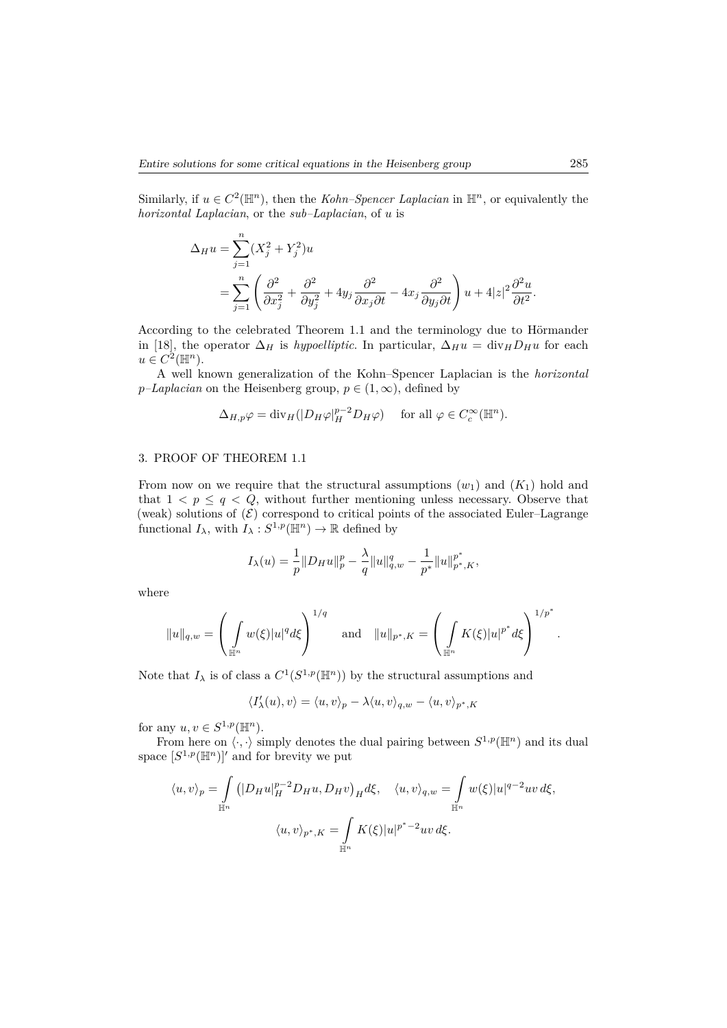Similarly, if $u \in C^2(\mathbb{H}^n)$, then the *Kohn–Spencer Laplacian* in $\mathbb{H}^n$, or equivalently the *horizontal Laplacian*, or the *sub–Laplacian*, of $u$ is

$$
\begin{aligned}
\Delta_H u &= \sum_{j=1}^{n} (X_j^2 + Y_j^2) u \\
&= \sum_{j=1}^{n} \left( \frac{\partial^2}{\partial x_j^2} + \frac{\partial^2}{\partial y_j^2} + 4y_j \frac{\partial^2}{\partial x_j \partial t} - 4x_j \frac{\partial^2}{\partial y_j \partial t} \right) u + 4|z|^2 \frac{\partial^2 u}{\partial t^2}.
\end{aligned}
$$

According to the celebrated Theorem 1.1 and the terminology due to Hörmander in [18], the operator $\Delta_H$ is *hypoelliptic*. In particular, $\Delta_H u = \operatorname{div}_H D_H u$ for each $u \in C^2(\mathbb{H}^n)$.

A well known generalization of the Kohn–Spencer Laplacian is the *horizontal $p$–Laplacian* on the Heisenberg group, $p \in (1, \infty)$, defined by

$$
\Delta_{H,p} \varphi = \operatorname{div}_H (|D_H \varphi|_H^{p-2} D_H \varphi) \quad \text{ for all } \varphi \in C_c^\infty(\mathbb{H}^n).
$$

## 3. PROOF OF THEOREM 1.1

From now on we require that the structural assumptions $(w_1)$ and $(K_1)$ hold and that $1 < p \leq q < Q$, without further mentioning unless necessary. Observe that (weak) solutions of $(\mathcal{E})$ correspond to critical points of the associated Euler–Lagrange functional $I_\lambda$, with $I_\lambda : S^{1,p}(\mathbb{H}^n) \to \mathbb{R}$ defined by

$$
I_\lambda(u) = \frac{1}{p} \|D_H u\|_p^p - \frac{\lambda}{q} \|u\|_{q,w}^q - \frac{1}{p^*} \|u\|_{p^*,K}^{p^*},
$$

where

$$
\|u\|_{q,w} = \left( \int_{\mathbb{H}^n} w(\xi) |u|^q d\xi \right)^{1/q} \quad \text{ and } \quad \|u\|_{p^*,K} = \left( \int_{\mathbb{H}^n} K(\xi) |u|^{p^*} d\xi \right)^{1/p^*}.
$$

Note that $I_\lambda$ is of class a $C^1(S^{1,p}(\mathbb{H}^n))$ by the structural assumptions and

$$
\langle I'_\lambda(u), v \rangle = \langle u, v \rangle_p - \lambda \langle u, v \rangle_{q,w} - \langle u, v \rangle_{p^*,K}
$$

for any $u, v \in S^{1,p}(\mathbb{H}^n)$.

From here on $\langle \cdot, \cdot \rangle$ simply denotes the dual pairing between $S^{1,p}(\mathbb{H}^n)$ and its dual space $[S^{1,p}(\mathbb{H}^n)]'$ and for brevity we put

$$
\langle u, v \rangle_p = \int_{\mathbb{H}^n} \left( |D_H u|_H^{p-2} D_H u, D_H v \right)_H d\xi, \quad \langle u, v \rangle_{q,w} = \int_{\mathbb{H}^n} w(\xi) |u|^{q-2} uv \, d\xi,
$$

$$
\langle u, v \rangle_{p^*,K} = \int_{\mathbb{H}^n} K(\xi) |u|^{p^*-2} uv \, d\xi.
$$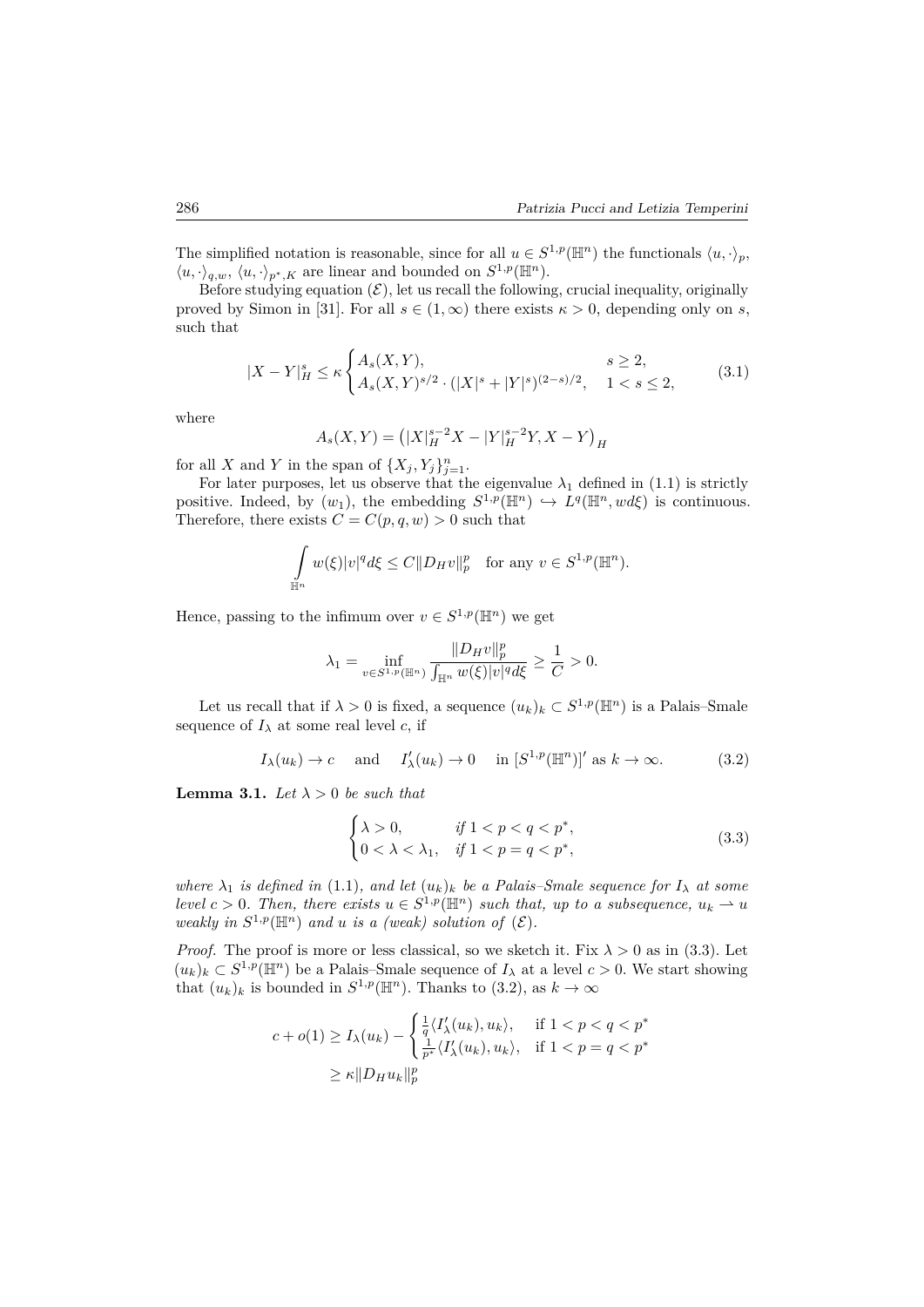The simplified notation is reasonable, since for all $u \in S^{1,p}(\mathbb{H}^n)$ the functionals $\langle u, \cdot \rangle_p$, $\langle u, \cdot \rangle_{q,w}$, $\langle u, \cdot \rangle_{p^*,K}$ are linear and bounded on $S^{1,p}(\mathbb{H}^n)$.

Before studying equation $(\mathcal{E})$, let us recall the following, crucial inequality, originally proved by Simon in [31]. For all $s \in (1, \infty)$ there exists $\kappa > 0$, depending only on $s$, such that

$$
|X - Y|_H^s \le \kappa \begin{cases} A_s(X,Y), & s \ge 2, \\ A_s(X,Y)^{s/2} \cdot (|X|^s + |Y|^s)^{(2-s)/2}, & 1 < s \le 2, \end{cases} \tag{3.1}
$$

where

$$
A_s(X,Y) = \left(|X|_H^{s-2} X - |Y|_H^{s-2} Y, X - Y\right)_H
$$

for all $X$ and $Y$ in the span of $\{X_j, Y_j\}_{j=1}^n$.

For later purposes, let us observe that the eigenvalue $\lambda_1$ defined in (1.1) is strictly positive. Indeed, by $(w_1)$, the embedding $S^{1,p}(\mathbb{H}^n) \hookrightarrow L^q(\mathbb{H}^n, wd\xi)$ is continuous. Therefore, there exists $C = C(p,q,w) > 0$ such that

$$
\int_{\mathbb{H}^n} w(\xi) |v|^q d\xi \le C \|D_H v\|_p^p \quad \text{for any } v \in S^{1,p}(\mathbb{H}^n).
$$

Hence, passing to the infimum over $v \in S^{1,p}(\mathbb{H}^n)$ we get

$$
\lambda_1 = \inf_{v \in S^{1,p}(\mathbb{H}^n)} \frac{\|D_H v\|_p^p}{\int_{\mathbb{H}^n} w(\xi)|v|^q d\xi} \ge \frac{1}{C} > 0.
$$

Let us recall that if $\lambda > 0$ is fixed, a sequence $(u_k)_k \subset S^{1,p}(\mathbb{H}^n)$ is a Palais–Smale sequence of $I_\lambda$ at some real level $c$, if

$$
I_\lambda(u_k) \to c \quad \text{and} \quad I'_\lambda(u_k) \to 0 \quad \text{in } [S^{1,p}(\mathbb{H}^n)]' \text{ as } k \to \infty. \tag{3.2}
$$

**Lemma 3.1.** *Let $\lambda > 0$ be such that*

$$
\begin{cases} \lambda > 0, & \text{if } 1 < p < q < p^*, \\ 0 < \lambda < \lambda_1, & \text{if } 1 < p = q < p^*, \end{cases} \tag{3.3}
$$

*where $\lambda_1$ is defined in* (1.1)*, and let $(u_k)_k$ be a Palais–Smale sequence for $I_\lambda$ at some level $c > 0$. Then, there exists $u \in S^{1,p}(\mathbb{H}^n)$ such that, up to a subsequence, $u_k \rightharpoonup u$ weakly in $S^{1,p}(\mathbb{H}^n)$ and $u$ is a (weak) solution of $(\mathcal{E})$.*

*Proof.* The proof is more or less classical, so we sketch it. Fix $\lambda > 0$ as in (3.3). Let $(u_k)_k \subset S^{1,p}(\mathbb{H}^n)$ be a Palais–Smale sequence of $I_\lambda$ at a level $c > 0$. We start showing that $(u_k)_k$ is bounded in $S^{1,p}(\mathbb{H}^n)$. Thanks to (3.2), as $k \to \infty$

$$
\begin{aligned}
c + o(1) \ge I_\lambda(u_k) - &\begin{cases} \frac{1}{q}\langle I'_\lambda(u_k), u_k\rangle, & \text{if } 1 < p < q < p^* \\ \frac{1}{p^*}\langle I'_\lambda(u_k), u_k\rangle, & \text{if } 1 < p = q < p^* \end{cases} \\
\ge \kappa \|D_H u_k\|_p^p &
\end{aligned}
$$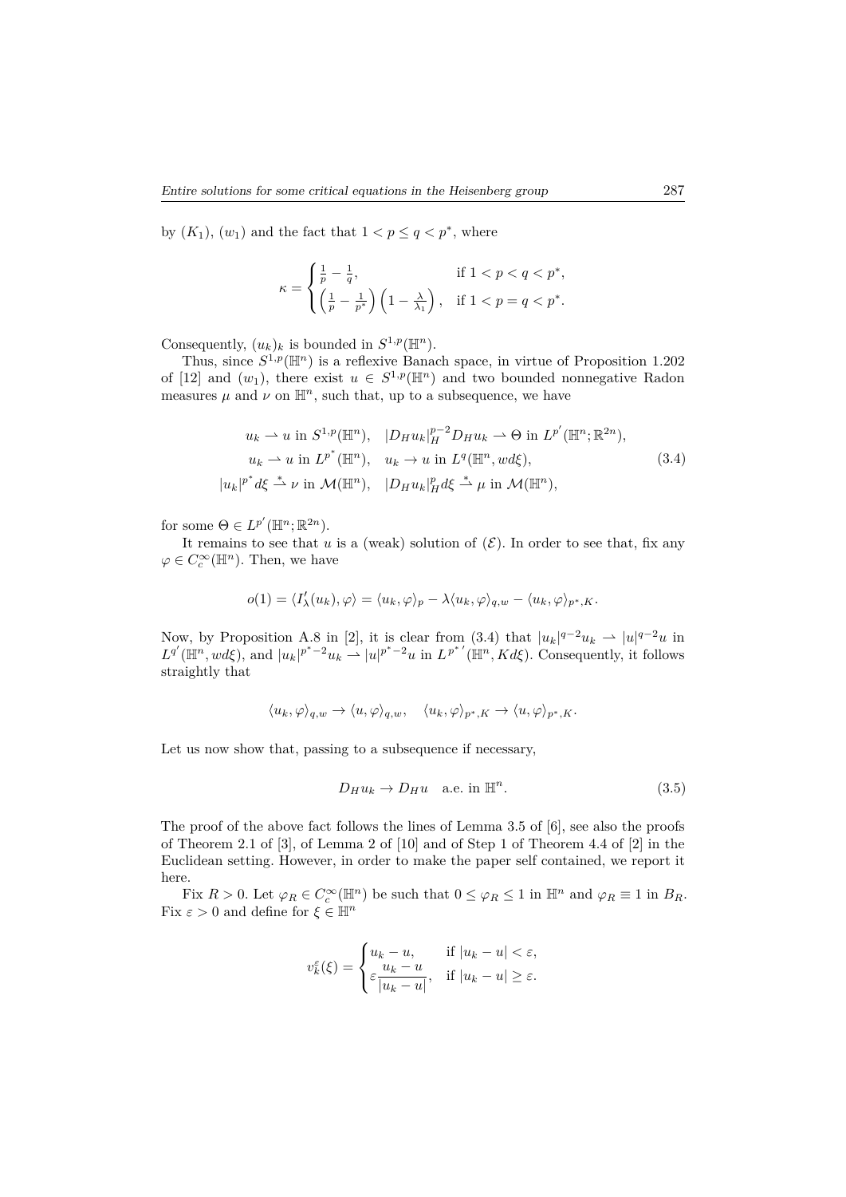by $(K_1)$, $(w_1)$ and the fact that $1 < p \le q < p^*$, where

$$
\kappa = \begin{cases} \frac{1}{p} - \frac{1}{q}, & \text{if } 1 < p < q < p^*, \\ \left(\frac{1}{p} - \frac{1}{p^*}\right)\left(1 - \frac{\lambda}{\lambda_1}\right), & \text{if } 1 < p = q < p^*. \end{cases}
$$

Consequently, $(u_k)_k$ is bounded in $S^{1,p}(\mathbb{H}^n)$.

Thus, since $S^{1,p}(\mathbb{H}^n)$ is a reflexive Banach space, in virtue of Proposition 1.202 of [12] and $(w_1)$, there exist $u \in S^{1,p}(\mathbb{H}^n)$ and two bounded nonnegative Radon measures $\mu$ and $\nu$ on $\mathbb{H}^n$, such that, up to a subsequence, we have

$$
\begin{aligned}
u_k \rightharpoonup u \text{ in } S^{1,p}(\mathbb{H}^n), &\quad |D_H u_k|_H^{p-2} D_H u_k \rightharpoonup \Theta \text{ in } L^{p'}(\mathbb{H}^n; \mathbb{R}^{2n}), \\
u_k \rightharpoonup u \text{ in } L^{p^*}(\mathbb{H}^n), &\quad u_k \to u \text{ in } L^q(\mathbb{H}^n, w d\xi), \\
|u_k|^{p^*} d\xi \overset{*}{\rightharpoonup} \nu \text{ in } \mathcal{M}(\mathbb{H}^n), &\quad |D_H u_k|_H^p d\xi \overset{*}{\rightharpoonup} \mu \text{ in } \mathcal{M}(\mathbb{H}^n),
\end{aligned} \tag{3.4}
$$

for some $\Theta \in L^{p'}(\mathbb{H}^n; \mathbb{R}^{2n})$.

It remains to see that $u$ is a (weak) solution of $(\mathcal{E})$. In order to see that, fix any $\varphi \in C_c^\infty(\mathbb{H}^n)$. Then, we have

$$
o(1) = \langle I'_\lambda(u_k), \varphi \rangle = \langle u_k, \varphi \rangle_p - \lambda \langle u_k, \varphi \rangle_{q,w} - \langle u_k, \varphi \rangle_{p^*,K}.
$$

Now, by Proposition A.8 in [2], it is clear from (3.4) that $|u_k|^{q-2} u_k \rightharpoonup |u|^{q-2} u$ in $L^{q'}(\mathbb{H}^n, w d\xi)$, and $|u_k|^{p^*-2} u_k \rightharpoonup |u|^{p^*-2} u$ in $L^{p^{*\prime}}(\mathbb{H}^n, K d\xi)$. Consequently, it follows straightly that

$$
\langle u_k, \varphi \rangle_{q,w} \to \langle u, \varphi \rangle_{q,w}, \quad \langle u_k, \varphi \rangle_{p^*,K} \to \langle u, \varphi \rangle_{p^*,K}.
$$

Let us now show that, passing to a subsequence if necessary,

$$
D_H u_k \to D_H u \quad \text{a.e. in } \mathbb{H}^n. \tag{3.5}
$$

The proof of the above fact follows the lines of Lemma 3.5 of [6], see also the proofs of Theorem 2.1 of [3], of Lemma 2 of [10] and of Step 1 of Theorem 4.4 of [2] in the Euclidean setting. However, in order to make the paper self contained, we report it here.

Fix $R > 0$. Let $\varphi_R \in C_c^\infty(\mathbb{H}^n)$ be such that $0 \le \varphi_R \le 1$ in $\mathbb{H}^n$ and $\varphi_R \equiv 1$ in $B_R$. Fix $\varepsilon > 0$ and define for $\xi \in \mathbb{H}^n$

$$
v_k^\varepsilon(\xi) = \begin{cases} u_k - u, & \text{if } |u_k - u| < \varepsilon, \\ \varepsilon \dfrac{u_k - u}{|u_k - u|}, & \text{if } |u_k - u| \ge \varepsilon. \end{cases}
$$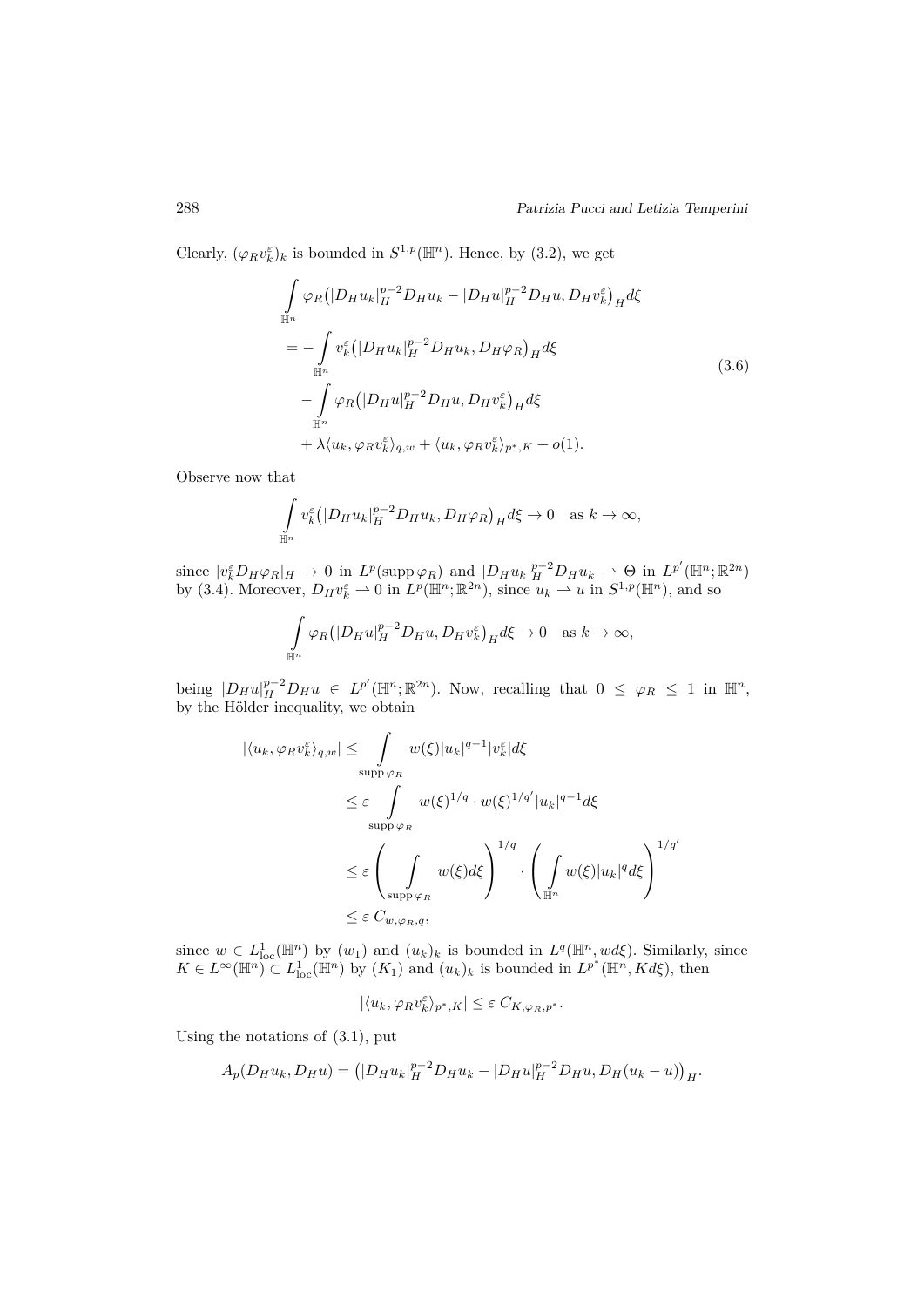Clearly, $(\varphi_R v_k^\varepsilon)_k$ is bounded in $S^{1,p}(\mathbb{H}^n)$. Hence, by (3.2), we get

$$
\begin{aligned}
&\int_{\mathbb{H}^n} \varphi_R\big(|D_H u_k|_H^{p-2} D_H u_k - |D_H u|_H^{p-2} D_H u, D_H v_k^\varepsilon\big)_H d\xi \\
&= -\int_{\mathbb{H}^n} v_k^\varepsilon\big(|D_H u_k|_H^{p-2} D_H u_k, D_H \varphi_R\big)_H d\xi \\
&\quad - \int_{\mathbb{H}^n} \varphi_R\big(|D_H u|_H^{p-2} D_H u, D_H v_k^\varepsilon\big)_H d\xi \\
&\quad + \lambda \langle u_k, \varphi_R v_k^\varepsilon\rangle_{q,w} + \langle u_k, \varphi_R v_k^\varepsilon\rangle_{p^*,K} + o(1).
\end{aligned}
\tag{3.6}
$$

Observe now that

$$
\int_{\mathbb{H}^n} v_k^\varepsilon\big(|D_H u_k|_H^{p-2} D_H u_k, D_H \varphi_R\big)_H d\xi \to 0 \quad \text{as } k \to \infty,
$$

since $|v_k^\varepsilon D_H \varphi_R|_H \to 0$ in $L^p(\operatorname{supp}\varphi_R)$ and $|D_H u_k|_H^{p-2} D_H u_k \rightharpoonup \Theta$ in $L^{p'}(\mathbb{H}^n;\mathbb{R}^{2n})$ by (3.4). Moreover, $D_H v_k^\varepsilon \rightharpoonup 0$ in $L^p(\mathbb{H}^n;\mathbb{R}^{2n})$, since $u_k \rightharpoonup u$ in $S^{1,p}(\mathbb{H}^n)$, and so

$$
\int_{\mathbb{H}^n} \varphi_R\big(|D_H u|_H^{p-2} D_H u, D_H v_k^\varepsilon\big)_H d\xi \to 0 \quad \text{as } k \to \infty,
$$

being $|D_H u|_H^{p-2} D_H u \in L^{p'}(\mathbb{H}^n;\mathbb{R}^{2n})$. Now, recalling that $0 \le \varphi_R \le 1$ in $\mathbb{H}^n$, by the Hölder inequality, we obtain

$$
\begin{aligned}
|\langle u_k, \varphi_R v_k^\varepsilon\rangle_{q,w}| &\le \int_{\operatorname{supp}\varphi_R} w(\xi)|u_k|^{q-1}|v_k^\varepsilon| d\xi \\
&\le \varepsilon \int_{\operatorname{supp}\varphi_R} w(\xi)^{1/q} \cdot w(\xi)^{1/q'} |u_k|^{q-1} d\xi \\
&\le \varepsilon \left(\int_{\operatorname{supp}\varphi_R} w(\xi) d\xi\right)^{1/q} \cdot \left(\int_{\mathbb{H}^n} w(\xi)|u_k|^q d\xi\right)^{1/q'} \\
&\le \varepsilon\, C_{w,\varphi_R,q},
\end{aligned}
$$

since $w \in L^1_{\mathrm{loc}}(\mathbb{H}^n)$ by $(w_1)$ and $(u_k)_k$ is bounded in $L^q(\mathbb{H}^n, w d\xi)$. Similarly, since $K \in L^\infty(\mathbb{H}^n) \subset L^1_{\mathrm{loc}}(\mathbb{H}^n)$ by $(K_1)$ and $(u_k)_k$ is bounded in $L^{p^*}(\mathbb{H}^n, K d\xi)$, then

$$
|\langle u_k, \varphi_R v_k^\varepsilon\rangle_{p^*,K}| \le \varepsilon\, C_{K,\varphi_R,p^*}.
$$

Using the notations of (3.1), put

$$
A_p(D_H u_k, D_H u) = \big(|D_H u_k|_H^{p-2} D_H u_k - |D_H u|_H^{p-2} D_H u, D_H(u_k - u)\big)_H.
$$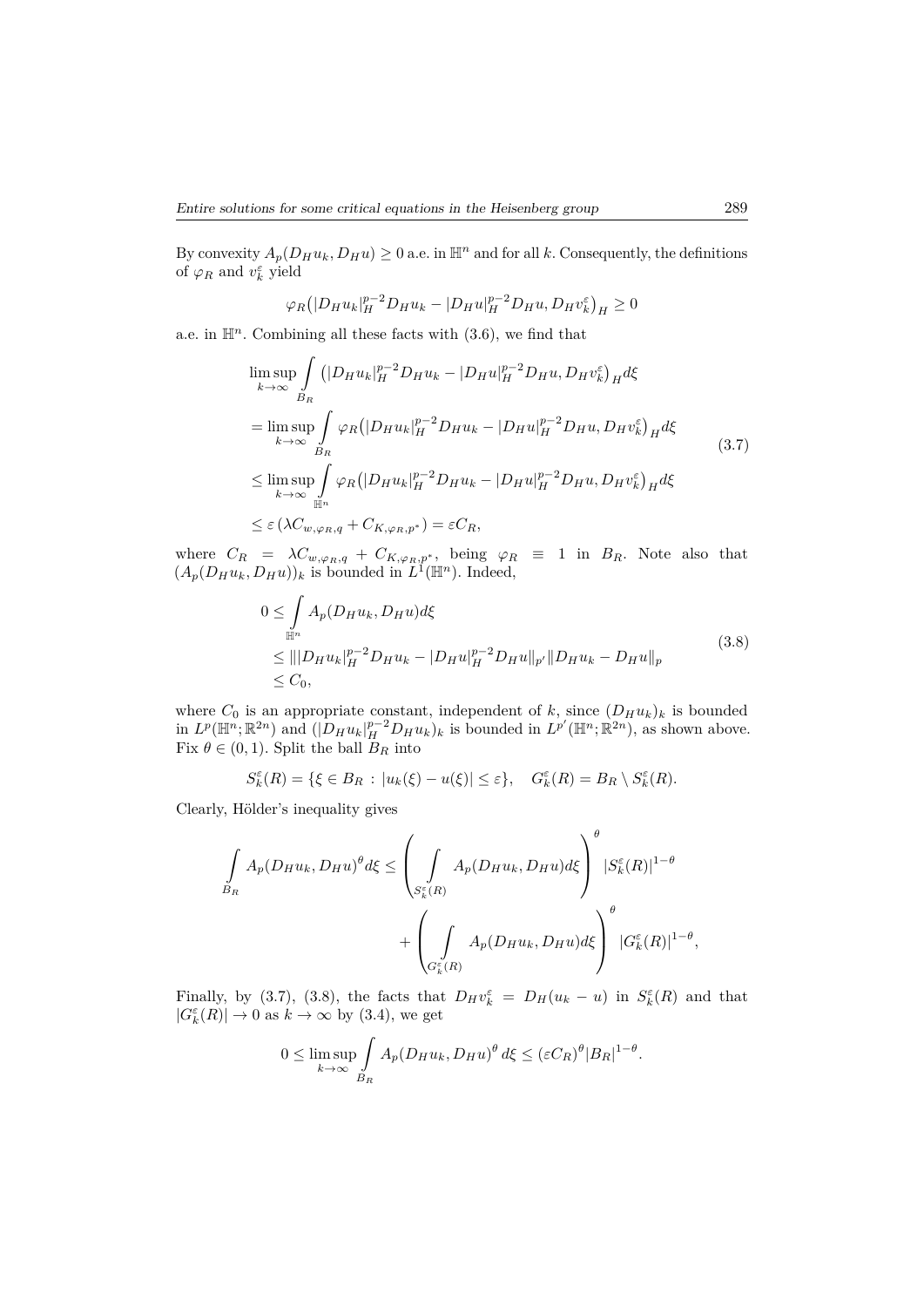By convexity $A_p(D_H u_k, D_H u) \geq 0$ a.e. in $\mathbb{H}^n$ and for all $k$. Consequently, the definitions of $\varphi_R$ and $v_k^\varepsilon$ yield

$$\varphi_R\big(|D_H u_k|_H^{p-2} D_H u_k - |D_H u|_H^{p-2} D_H u, D_H v_k^\varepsilon\big)_H \geq 0$$

a.e. in $\mathbb{H}^n$. Combining all these facts with (3.6), we find that

$$\begin{aligned}
&\limsup_{k\to\infty} \int_{B_R} \big(|D_H u_k|_H^{p-2} D_H u_k - |D_H u|_H^{p-2} D_H u, D_H v_k^\varepsilon\big)_H d\xi \\
&= \limsup_{k\to\infty} \int_{B_R} \varphi_R\big(|D_H u_k|_H^{p-2} D_H u_k - |D_H u|_H^{p-2} D_H u, D_H v_k^\varepsilon\big)_H d\xi \\
&\leq \limsup_{k\to\infty} \int_{\mathbb{H}^n} \varphi_R\big(|D_H u_k|_H^{p-2} D_H u_k - |D_H u|_H^{p-2} D_H u, D_H v_k^\varepsilon\big)_H d\xi \\
&\leq \varepsilon\left(\lambda C_{w,\varphi_R,q} + C_{K,\varphi_R,p^*}\right) = \varepsilon C_R,
\end{aligned} \tag{3.7}$$

where $C_R = \lambda C_{w,\varphi_R,q} + C_{K,\varphi_R,p^*}$, being $\varphi_R \equiv 1$ in $B_R$. Note also that $(A_p(D_H u_k, D_H u))_k$ is bounded in $L^1(\mathbb{H}^n)$. Indeed,

$$\begin{aligned}
0 &\leq \int_{\mathbb{H}^n} A_p(D_H u_k, D_H u) d\xi \\
&\leq \||D_H u_k|_H^{p-2} D_H u_k - |D_H u|_H^{p-2} D_H u\|_{p'} \|D_H u_k - D_H u\|_p \\
&\leq C_0,
\end{aligned} \tag{3.8}$$

where $C_0$ is an appropriate constant, independent of $k$, since $(D_H u_k)_k$ is bounded in $L^p(\mathbb{H}^n; \mathbb{R}^{2n})$ and $(|D_H u_k|_H^{p-2} D_H u_k)_k$ is bounded in $L^{p'}(\mathbb{H}^n; \mathbb{R}^{2n})$, as shown above. Fix $\theta \in (0,1)$. Split the ball $B_R$ into

$$S_k^\varepsilon(R) = \{\xi \in B_R : |u_k(\xi) - u(\xi)| \leq \varepsilon\}, \quad G_k^\varepsilon(R) = B_R \setminus S_k^\varepsilon(R).$$

Clearly, Hölder's inequality gives

$$\begin{aligned}
\int_{B_R} A_p(D_H u_k, D_H u)^\theta d\xi \leq &\left(\int_{S_k^\varepsilon(R)} A_p(D_H u_k, D_H u) d\xi\right)^\theta |S_k^\varepsilon(R)|^{1-\theta} \\
&+ \left(\int_{G_k^\varepsilon(R)} A_p(D_H u_k, D_H u) d\xi\right)^\theta |G_k^\varepsilon(R)|^{1-\theta},
\end{aligned}$$

Finally, by (3.7), (3.8), the facts that $D_H v_k^\varepsilon = D_H(u_k - u)$ in $S_k^\varepsilon(R)$ and that $|G_k^\varepsilon(R)| \to 0$ as $k \to \infty$ by (3.4), we get

$$0 \leq \limsup_{k\to\infty} \int_{B_R} A_p(D_H u_k, D_H u)^\theta \, d\xi \leq (\varepsilon C_R)^\theta |B_R|^{1-\theta}.$$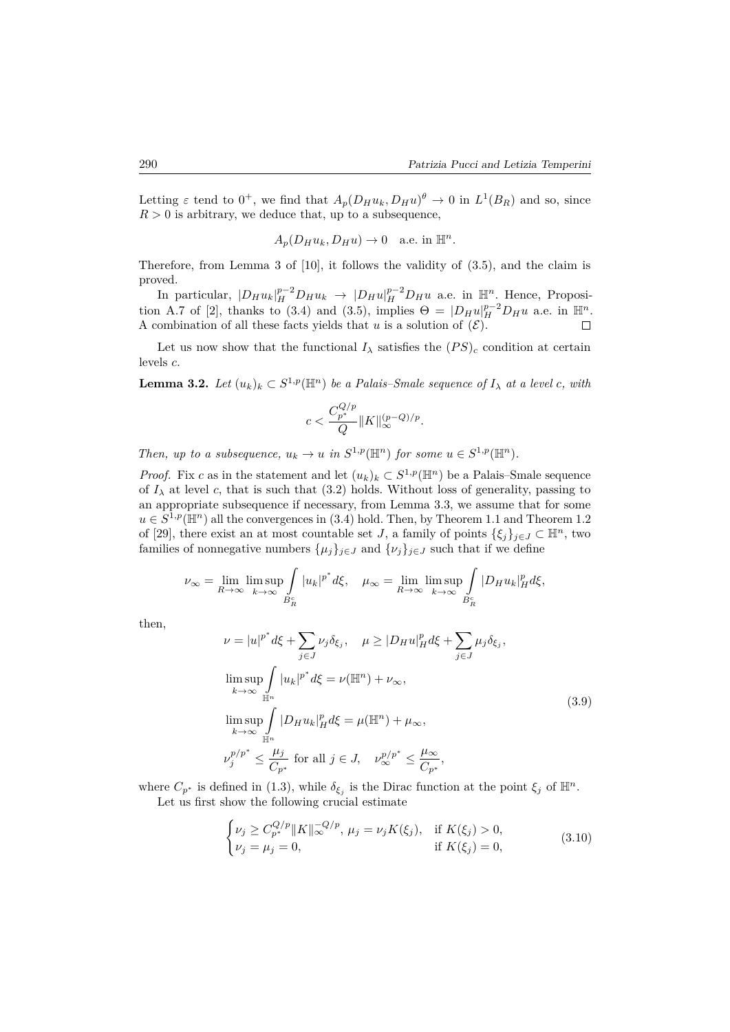Letting $\varepsilon$ tend to $0^+$, we find that $A_p(D_H u_k, D_H u)^\theta \to 0$ in $L^1(B_R)$ and so, since $R > 0$ is arbitrary, we deduce that, up to a subsequence,

$$A_p(D_H u_k, D_H u) \to 0 \quad \text{a.e. in } \mathbb{H}^n.$$

Therefore, from Lemma 3 of [10], it follows the validity of (3.5), and the claim is proved.

In particular, $|D_H u_k|_H^{p-2} D_H u_k \to |D_H u|_H^{p-2} D_H u$ a.e. in $\mathbb{H}^n$. Hence, Proposition A.7 of [2], thanks to (3.4) and (3.5), implies $\Theta = |D_H u|_H^{p-2} D_H u$ a.e. in $\mathbb{H}^n$. A combination of all these facts yields that $u$ is a solution of $(\mathcal{E})$. $\square$

Let us now show that the functional $I_\lambda$ satisfies the $(PS)_c$ condition at certain levels $c$.

**Lemma 3.2.** *Let $(u_k)_k \subset S^{1,p}(\mathbb{H}^n)$ be a Palais–Smale sequence of $I_\lambda$ at a level $c$, with*

$$c < \frac{C_{p^*}^{Q/p}}{Q} \|K\|_\infty^{(p-Q)/p}.$$

*Then, up to a subsequence, $u_k \to u$ in $S^{1,p}(\mathbb{H}^n)$ for some $u \in S^{1,p}(\mathbb{H}^n)$.*

*Proof.* Fix $c$ as in the statement and let $(u_k)_k \subset S^{1,p}(\mathbb{H}^n)$ be a Palais–Smale sequence of $I_\lambda$ at level $c$, that is such that (3.2) holds. Without loss of generality, passing to an appropriate subsequence if necessary, from Lemma 3.3, we assume that for some $u \in S^{1,p}(\mathbb{H}^n)$ all the convergences in (3.4) hold. Then, by Theorem 1.1 and Theorem 1.2 of [29], there exist an at most countable set $J$, a family of points $\{\xi_j\}_{j\in J} \subset \mathbb{H}^n$, two families of nonnegative numbers $\{\mu_j\}_{j\in J}$ and $\{\nu_j\}_{j\in J}$ such that if we define

$$\nu_\infty = \lim_{R\to\infty} \limsup_{k\to\infty} \int_{B_R^c} |u_k|^{p^*} d\xi, \quad \mu_\infty = \lim_{R\to\infty} \limsup_{k\to\infty} \int_{B_R^c} |D_H u_k|_H^p d\xi,$$

then,

$$\begin{aligned}
&\nu = |u|^{p^*} d\xi + \sum_{j\in J} \nu_j \delta_{\xi_j}, \quad \mu \geq |D_H u|_H^p d\xi + \sum_{j\in J} \mu_j \delta_{\xi_j}, \\
&\limsup_{k\to\infty} \int_{\mathbb{H}^n} |u_k|^{p^*} d\xi = \nu(\mathbb{H}^n) + \nu_\infty, \\
&\limsup_{k\to\infty} \int_{\mathbb{H}^n} |D_H u_k|_H^p d\xi = \mu(\mathbb{H}^n) + \mu_\infty, \\
&\nu_j^{p/p^*} \leq \frac{\mu_j}{C_{p^*}} \text{ for all } j \in J, \quad \nu_\infty^{p/p^*} \leq \frac{\mu_\infty}{C_{p^*}},
\end{aligned} \tag{3.9}$$

where $C_{p^*}$ is defined in (1.3), while $\delta_{\xi_j}$ is the Dirac function at the point $\xi_j$ of $\mathbb{H}^n$.

Let us first show the following crucial estimate

$$\begin{cases} \nu_j \geq C_{p^*}^{Q/p} \|K\|_\infty^{-Q/p}, \ \mu_j = \nu_j K(\xi_j), & \text{if } K(\xi_j) > 0, \\ \nu_j = \mu_j = 0, & \text{if } K(\xi_j) = 0, \end{cases} \tag{3.10}$$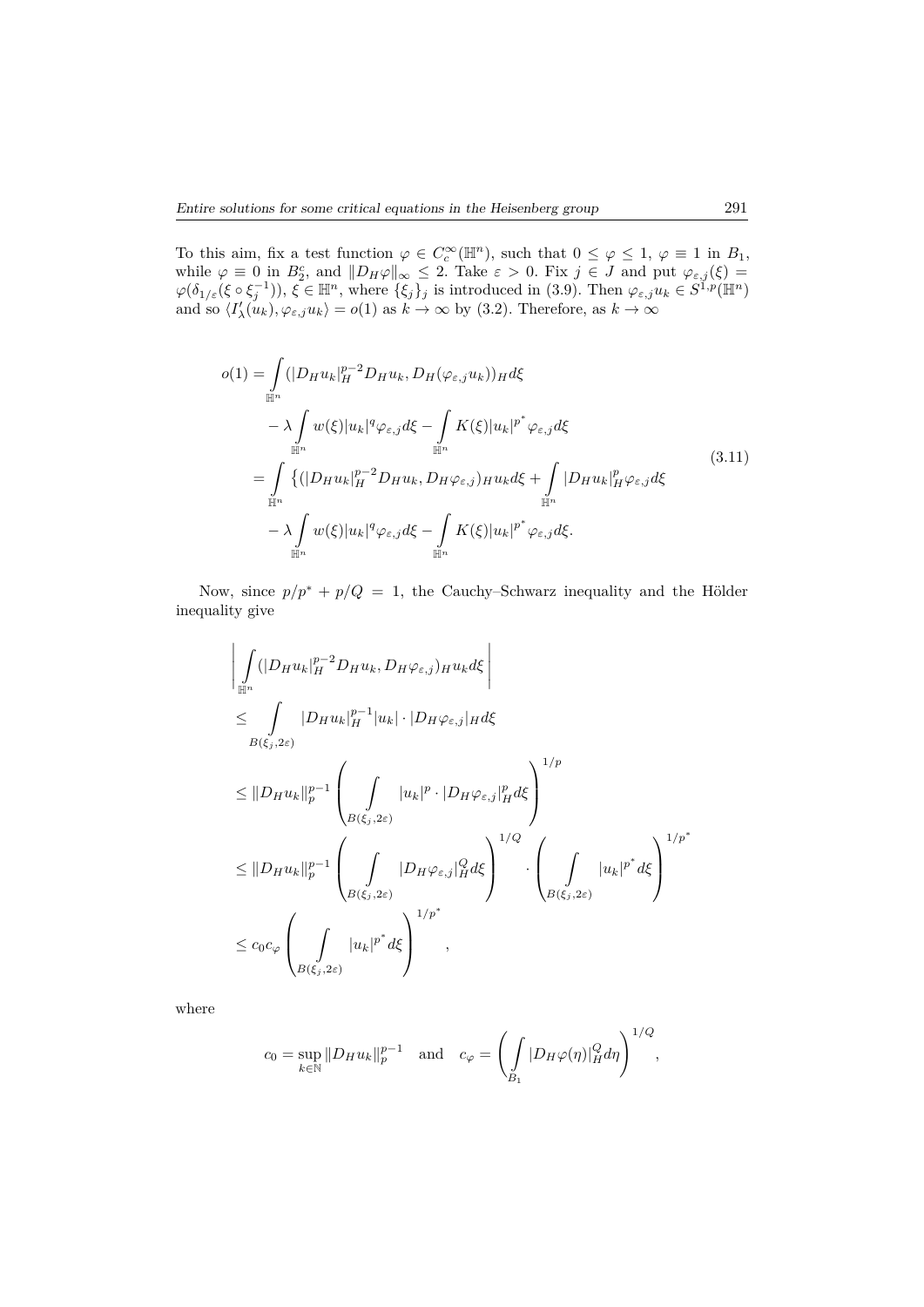To this aim, fix a test function $\varphi \in C_c^\infty(\mathbb{H}^n)$, such that $0 \le \varphi \le 1$, $\varphi \equiv 1$ in $B_1$, while $\varphi \equiv 0$ in $B_2^c$, and $\|D_H \varphi\|_\infty \le 2$. Take $\varepsilon > 0$. Fix $j \in J$ and put $\varphi_{\varepsilon,j}(\xi) = \varphi(\delta_{1/\varepsilon}(\xi \circ \xi_j^{-1}))$, $\xi \in \mathbb{H}^n$, where $\{\xi_j\}_j$ is introduced in (3.9). Then $\varphi_{\varepsilon,j} u_k \in S^{1,p}(\mathbb{H}^n)$ and so $\langle I'_\lambda(u_k), \varphi_{\varepsilon,j} u_k \rangle = o(1)$ as $k \to \infty$ by (3.2). Therefore, as $k \to \infty$

$$
\begin{aligned}
o(1) &= \int_{\mathbb{H}^n} (|D_H u_k|_H^{p-2} D_H u_k, D_H(\varphi_{\varepsilon,j} u_k))_H d\xi \\
&\quad - \lambda \int_{\mathbb{H}^n} w(\xi) |u_k|^q \varphi_{\varepsilon,j} d\xi - \int_{\mathbb{H}^n} K(\xi) |u_k|^{p^*} \varphi_{\varepsilon,j} d\xi \\
&= \int_{\mathbb{H}^n} \left\{ (|D_H u_k|_H^{p-2} D_H u_k, D_H \varphi_{\varepsilon,j})_H u_k d\xi + \int_{\mathbb{H}^n} |D_H u_k|_H^p \varphi_{\varepsilon,j} d\xi \right. \\
&\quad - \lambda \int_{\mathbb{H}^n} w(\xi) |u_k|^q \varphi_{\varepsilon,j} d\xi - \int_{\mathbb{H}^n} K(\xi) |u_k|^{p^*} \varphi_{\varepsilon,j} d\xi.
\end{aligned}
\tag{3.11}
$$

Now, since $p/p^* + p/Q = 1$, the Cauchy–Schwarz inequality and the Hölder inequality give

$$
\begin{aligned}
&\left| \int_{\mathbb{H}^n} (|D_H u_k|_H^{p-2} D_H u_k, D_H \varphi_{\varepsilon,j})_H u_k d\xi \right| \\
&\le \int_{B(\xi_j, 2\varepsilon)} |D_H u_k|_H^{p-1} |u_k| \cdot |D_H \varphi_{\varepsilon,j}|_H d\xi \\
&\le \|D_H u_k\|_p^{p-1} \left( \int_{B(\xi_j, 2\varepsilon)} |u_k|^p \cdot |D_H \varphi_{\varepsilon,j}|_H^p d\xi \right)^{1/p} \\
&\le \|D_H u_k\|_p^{p-1} \left( \int_{B(\xi_j, 2\varepsilon)} |D_H \varphi_{\varepsilon,j}|_H^Q d\xi \right)^{1/Q} \cdot \left( \int_{B(\xi_j, 2\varepsilon)} |u_k|^{p^*} d\xi \right)^{1/p^*} \\
&\le c_0 c_\varphi \left( \int_{B(\xi_j, 2\varepsilon)} |u_k|^{p^*} d\xi \right)^{1/p^*},
\end{aligned}
$$

where

$$
c_0 = \sup_{k \in \mathbb{N}} \|D_H u_k\|_p^{p-1} \quad \text{and} \quad c_\varphi = \left( \int_{B_1} |D_H \varphi(\eta)|_H^Q d\eta \right)^{1/Q},
$$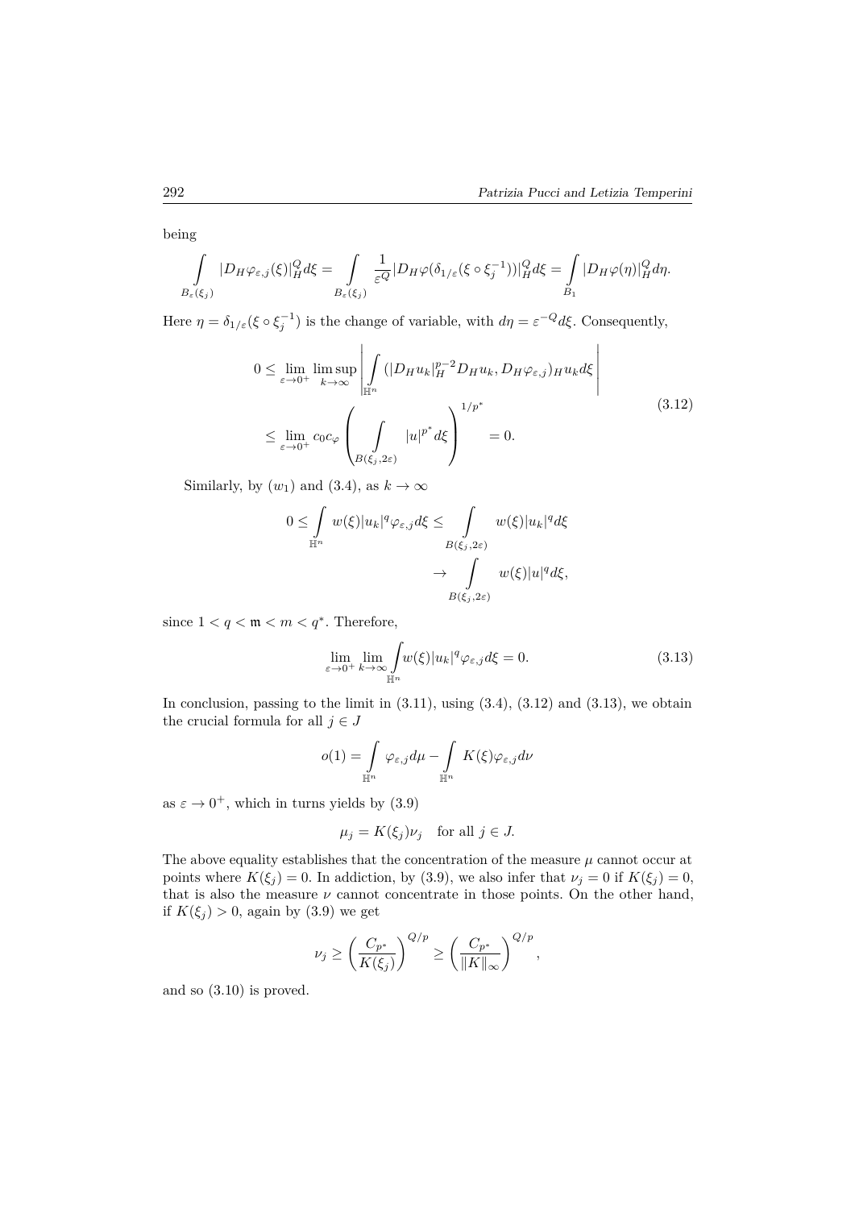being

$$\int\limits_{B_\varepsilon(\xi_j)} |D_H \varphi_{\varepsilon,j}(\xi)|_H^Q d\xi = \int\limits_{B_\varepsilon(\xi_j)} \frac{1}{\varepsilon^Q} |D_H \varphi(\delta_{1/\varepsilon}(\xi \circ \xi_j^{-1}))|_H^Q d\xi = \int\limits_{B_1} |D_H \varphi(\eta)|_H^Q d\eta.$$

Here $\eta = \delta_{1/\varepsilon}(\xi \circ \xi_j^{-1})$ is the change of variable, with $d\eta = \varepsilon^{-Q} d\xi$. Consequently,

$$\begin{aligned} 0 &\le \lim_{\varepsilon \to 0^+} \limsup_{k \to \infty} \left| \int\limits_{\mathbb{H}^n} (|D_H u_k|_H^{p-2} D_H u_k, D_H \varphi_{\varepsilon,j})_H u_k d\xi \right| \\ &\le \lim_{\varepsilon \to 0^+} c_0 c_\varphi \left( \int\limits_{B(\xi_j, 2\varepsilon)} |u|^{p^*} d\xi \right)^{1/p^*} = 0. \end{aligned} \tag{3.12}$$

Similarly, by $(w_1)$ and (3.4), as $k \to \infty$

$$\begin{aligned} 0 \le \int\limits_{\mathbb{H}^n} w(\xi) |u_k|^q \varphi_{\varepsilon,j} d\xi &\le \int\limits_{B(\xi_j, 2\varepsilon)} w(\xi) |u_k|^q d\xi \\ &\to \int\limits_{B(\xi_j, 2\varepsilon)} w(\xi) |u|^q d\xi, \end{aligned}$$

since $1 < q < \mathfrak{m} < m < q^*$. Therefore,

$$\lim_{\varepsilon \to 0^+} \lim_{k \to \infty} \int\limits_{\mathbb{H}^n} w(\xi) |u_k|^q \varphi_{\varepsilon,j} d\xi = 0. \tag{3.13}$$

In conclusion, passing to the limit in (3.11), using (3.4), (3.12) and (3.13), we obtain the crucial formula for all $j \in J$

$$o(1) = \int\limits_{\mathbb{H}^n} \varphi_{\varepsilon,j} d\mu - \int\limits_{\mathbb{H}^n} K(\xi) \varphi_{\varepsilon,j} d\nu$$

as $\varepsilon \to 0^+$, which in turns yields by (3.9)

$$\mu_j = K(\xi_j) \nu_j \quad \text{for all } j \in J.$$

The above equality establishes that the concentration of the measure $\mu$ cannot occur at points where $K(\xi_j) = 0$. In addiction, by (3.9), we also infer that $\nu_j = 0$ if $K(\xi_j) = 0$, that is also the measure $\nu$ cannot concentrate in those points. On the other hand, if $K(\xi_j) > 0$, again by (3.9) we get

$$\nu_j \ge \left( \frac{C_{p^*}}{K(\xi_j)} \right)^{Q/p} \ge \left( \frac{C_{p^*}}{\|K\|_\infty} \right)^{Q/p},$$

and so (3.10) is proved.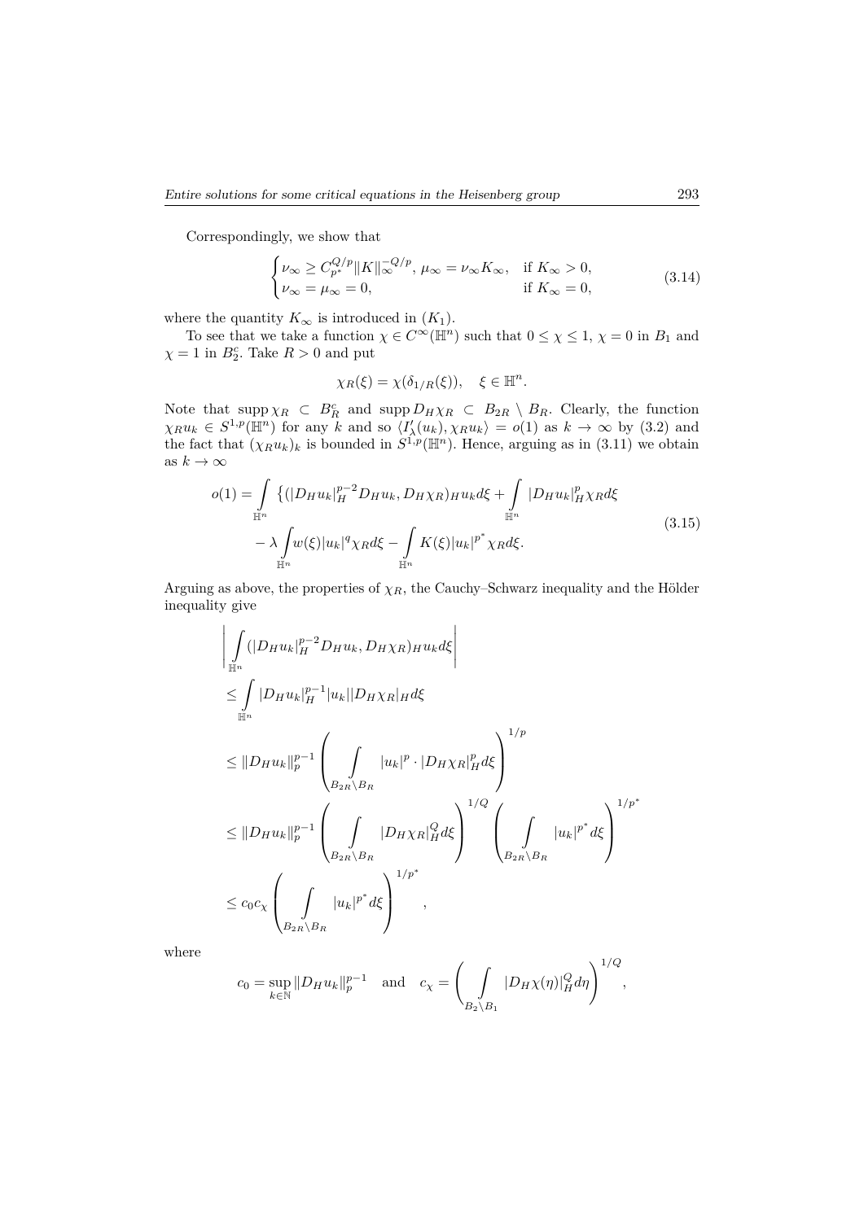Correspondingly, we show that

$$
\begin{cases}
\nu_\infty \geq C_{p^*}^{Q/p}\|K\|_\infty^{-Q/p},\ \mu_\infty = \nu_\infty K_\infty, & \text{if } K_\infty > 0,\\
\nu_\infty = \mu_\infty = 0, & \text{if } K_\infty = 0,
\end{cases}
\tag{3.14}
$$

where the quantity $K_\infty$ is introduced in $(K_1)$.

To see that we take a function $\chi \in C^\infty(\mathbb{H}^n)$ such that $0 \leq \chi \leq 1$, $\chi = 0$ in $B_1$ and $\chi = 1$ in $B_2^c$. Take $R > 0$ and put

$$
\chi_R(\xi) = \chi(\delta_{1/R}(\xi)), \quad \xi \in \mathbb{H}^n.
$$

Note that $\operatorname{supp} \chi_R \subset B_R^c$ and $\operatorname{supp} D_H\chi_R \subset B_{2R} \setminus B_R$. Clearly, the function $\chi_R u_k \in S^{1,p}(\mathbb{H}^n)$ for any $k$ and so $\langle I'_\lambda(u_k), \chi_R u_k\rangle = o(1)$ as $k \to \infty$ by (3.2) and the fact that $(\chi_R u_k)_k$ is bounded in $S^{1,p}(\mathbb{H}^n)$. Hence, arguing as in (3.11) we obtain as $k \to \infty$

$$
\begin{aligned}
o(1) = &\int_{\mathbb{H}^n} \left\{(|D_H u_k|_H^{p-2} D_H u_k, D_H\chi_R)_H u_k d\xi + \int_{\mathbb{H}^n} |D_H u_k|_H^p \chi_R d\xi \right.\\
&- \lambda \int_{\mathbb{H}^n} w(\xi)|u_k|^q \chi_R d\xi - \int_{\mathbb{H}^n} K(\xi)|u_k|^{p^*}\chi_R d\xi.
\end{aligned}
\tag{3.15}
$$

Arguing as above, the properties of $\chi_R$, the Cauchy–Schwarz inequality and the Hölder inequality give

$$
\begin{aligned}
&\left|\int_{\mathbb{H}^n} (|D_H u_k|_H^{p-2} D_H u_k, D_H\chi_R)_H u_k d\xi\right|\\
&\leq \int_{\mathbb{H}^n} |D_H u_k|_H^{p-1}|u_k||D_H\chi_R|_H d\xi\\
&\leq \|D_H u_k\|_p^{p-1}\left(\int_{B_{2R}\setminus B_R} |u_k|^p \cdot |D_H\chi_R|_H^p d\xi\right)^{1/p}\\
&\leq \|D_H u_k\|_p^{p-1}\left(\int_{B_{2R}\setminus B_R} |D_H\chi_R|_H^Q d\xi\right)^{1/Q}\left(\int_{B_{2R}\setminus B_R} |u_k|^{p^*} d\xi\right)^{1/p^*}\\
&\leq c_0 c_\chi \left(\int_{B_{2R}\setminus B_R} |u_k|^{p^*} d\xi\right)^{1/p^*},
\end{aligned}
$$

where

$$
c_0 = \sup_{k\in\mathbb{N}} \|D_H u_k\|_p^{p-1} \quad \text{and} \quad c_\chi = \left(\int_{B_2\setminus B_1} |D_H\chi(\eta)|_H^Q d\eta\right)^{1/Q},
$$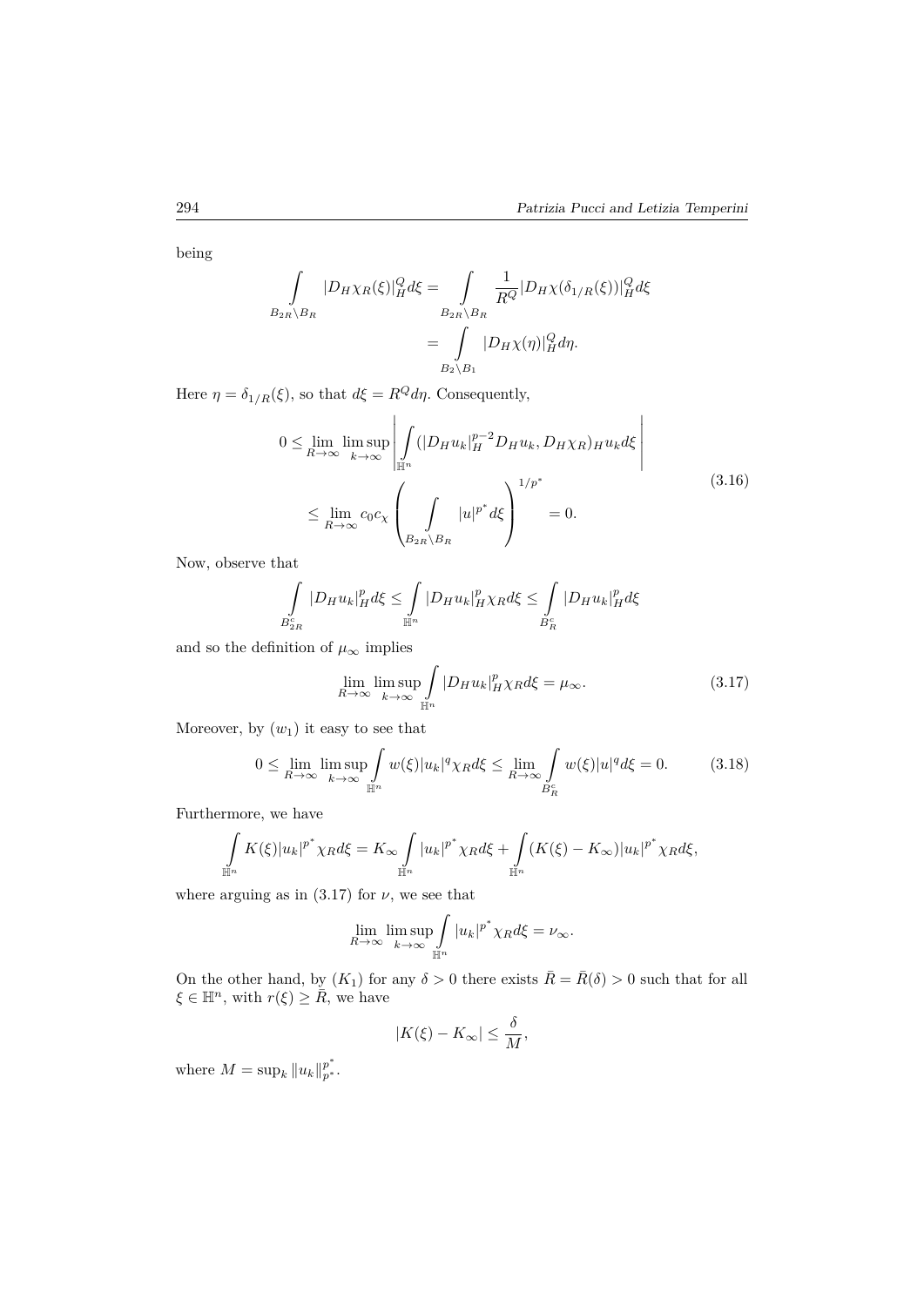being

$$\int\limits_{B_{2R}\setminus B_R} |D_H\chi_R(\xi)|_H^Q d\xi = \int\limits_{B_{2R}\setminus B_R} \frac{1}{R^Q}|D_H\chi(\delta_{1/R}(\xi))|_H^Q d\xi = \int\limits_{B_2\setminus B_1} |D_H\chi(\eta)|_H^Q d\eta.$$

Here $\eta = \delta_{1/R}(\xi)$, so that $d\xi = R^Q d\eta$. Consequently,

$$\begin{aligned} 0 &\le \lim_{R\to\infty}\limsup_{k\to\infty}\left|\int\limits_{\mathbb{H}^n}(|D_H u_k|_H^{p-2}D_H u_k, D_H\chi_R)_H u_k d\xi\right| \\ &\le \lim_{R\to\infty} c_0 c_\chi \left(\int\limits_{B_{2R}\setminus B_R} |u|^{p^*} d\xi\right)^{1/p^*} = 0. \end{aligned} \tag{3.16}$$

Now, observe that

$$\int\limits_{B_{2R}^c} |D_H u_k|_H^p d\xi \le \int\limits_{\mathbb{H}^n} |D_H u_k|_H^p \chi_R d\xi \le \int\limits_{B_R^c} |D_H u_k|_H^p d\xi$$

and so the definition of $\mu_\infty$ implies

$$\lim_{R\to\infty}\limsup_{k\to\infty}\int\limits_{\mathbb{H}^n} |D_H u_k|_H^p \chi_R d\xi = \mu_\infty. \tag{3.17}$$

Moreover, by $(w_1)$ it easy to see that

$$0 \le \lim_{R\to\infty}\limsup_{k\to\infty}\int\limits_{\mathbb{H}^n} w(\xi)|u_k|^q\chi_R d\xi \le \lim_{R\to\infty}\int\limits_{B_R^c} w(\xi)|u|^q d\xi = 0. \tag{3.18}$$

Furthermore, we have

$$\int\limits_{\mathbb{H}^n} K(\xi)|u_k|^{p^*}\chi_R d\xi = K_\infty \int\limits_{\mathbb{H}^n} |u_k|^{p^*}\chi_R d\xi + \int\limits_{\mathbb{H}^n}(K(\xi)-K_\infty)|u_k|^{p^*}\chi_R d\xi,$$

where arguing as in (3.17) for $\nu$, we see that

$$\lim_{R\to\infty}\limsup_{k\to\infty}\int\limits_{\mathbb{H}^n} |u_k|^{p^*}\chi_R d\xi = \nu_\infty.$$

On the other hand, by $(K_1)$ for any $\delta > 0$ there exists $\bar{R} = \bar{R}(\delta) > 0$ such that for all $\xi \in \mathbb{H}^n$, with $r(\xi) \ge \bar{R}$, we have

$$|K(\xi) - K_\infty| \le \frac{\delta}{M},$$

where $M = \sup_k \|u_k\|_{p^*}^{p^*}$.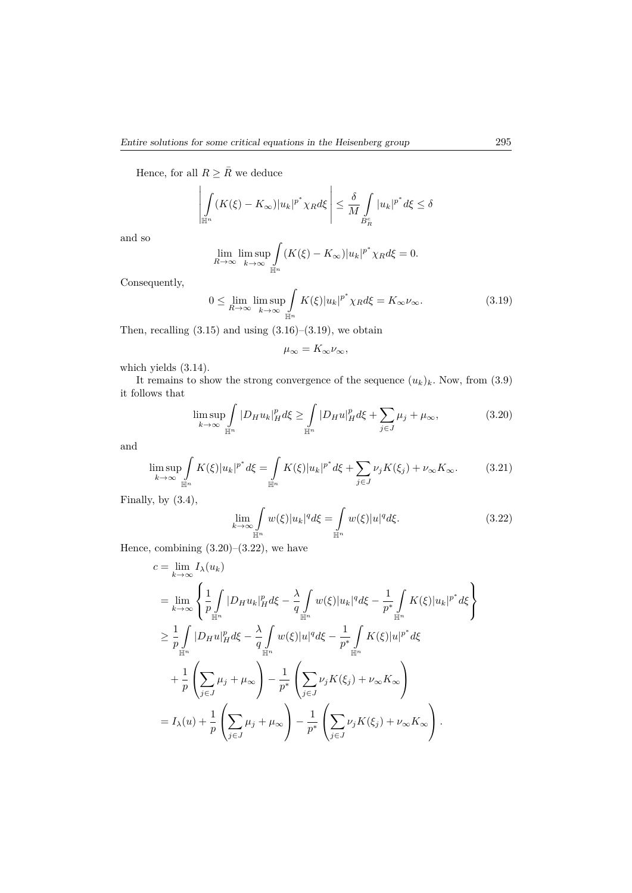Hence, for all $R \geq \bar{R}$ we deduce

$$\left| \int_{\mathbb{H}^n} (K(\xi) - K_\infty)|u_k|^{p^*} \chi_R d\xi \right| \leq \frac{\delta}{M} \int_{B_R^c} |u_k|^{p^*} d\xi \leq \delta$$

and so

$$\lim_{R\to\infty} \limsup_{k\to\infty} \int_{\mathbb{H}^n} (K(\xi) - K_\infty)|u_k|^{p^*} \chi_R d\xi = 0.$$

Consequently,

$$0 \leq \lim_{R\to\infty} \limsup_{k\to\infty} \int_{\mathbb{H}^n} K(\xi)|u_k|^{p^*} \chi_R d\xi = K_\infty \nu_\infty. \tag{3.19}$$

Then, recalling (3.15) and using (3.16)–(3.19), we obtain

$$\mu_\infty = K_\infty \nu_\infty,$$

which yields (3.14).

It remains to show the strong convergence of the sequence $(u_k)_k$. Now, from (3.9) it follows that

$$\limsup_{k\to\infty} \int_{\mathbb{H}^n} |D_H u_k|_H^p d\xi \geq \int_{\mathbb{H}^n} |D_H u|_H^p d\xi + \sum_{j\in J} \mu_j + \mu_\infty, \tag{3.20}$$

and

$$\limsup_{k\to\infty} \int_{\mathbb{H}^n} K(\xi)|u_k|^{p^*} d\xi = \int_{\mathbb{H}^n} K(\xi)|u_k|^{p^*} d\xi + \sum_{j\in J} \nu_j K(\xi_j) + \nu_\infty K_\infty. \tag{3.21}$$

Finally, by (3.4),

$$\lim_{k\to\infty} \int_{\mathbb{H}^n} w(\xi)|u_k|^q d\xi = \int_{\mathbb{H}^n} w(\xi)|u|^q d\xi. \tag{3.22}$$

Hence, combining (3.20)–(3.22), we have

$$\begin{aligned}
c &= \lim_{k\to\infty} I_\lambda(u_k) \\
&= \lim_{k\to\infty} \left\{ \frac{1}{p} \int_{\mathbb{H}^n} |D_H u_k|_H^p d\xi - \frac{\lambda}{q} \int_{\mathbb{H}^n} w(\xi)|u_k|^q d\xi - \frac{1}{p^*} \int_{\mathbb{H}^n} K(\xi)|u_k|^{p^*} d\xi \right\} \\
&\geq \frac{1}{p} \int_{\mathbb{H}^n} |D_H u|_H^p d\xi - \frac{\lambda}{q} \int_{\mathbb{H}^n} w(\xi)|u|^q d\xi - \frac{1}{p^*} \int_{\mathbb{H}^n} K(\xi)|u|^{p^*} d\xi \\
&\quad + \frac{1}{p} \left( \sum_{j\in J} \mu_j + \mu_\infty \right) - \frac{1}{p^*} \left( \sum_{j\in J} \nu_j K(\xi_j) + \nu_\infty K_\infty \right) \\
&= I_\lambda(u) + \frac{1}{p} \left( \sum_{j\in J} \mu_j + \mu_\infty \right) - \frac{1}{p^*} \left( \sum_{j\in J} \nu_j K(\xi_j) + \nu_\infty K_\infty \right).
\end{aligned}$$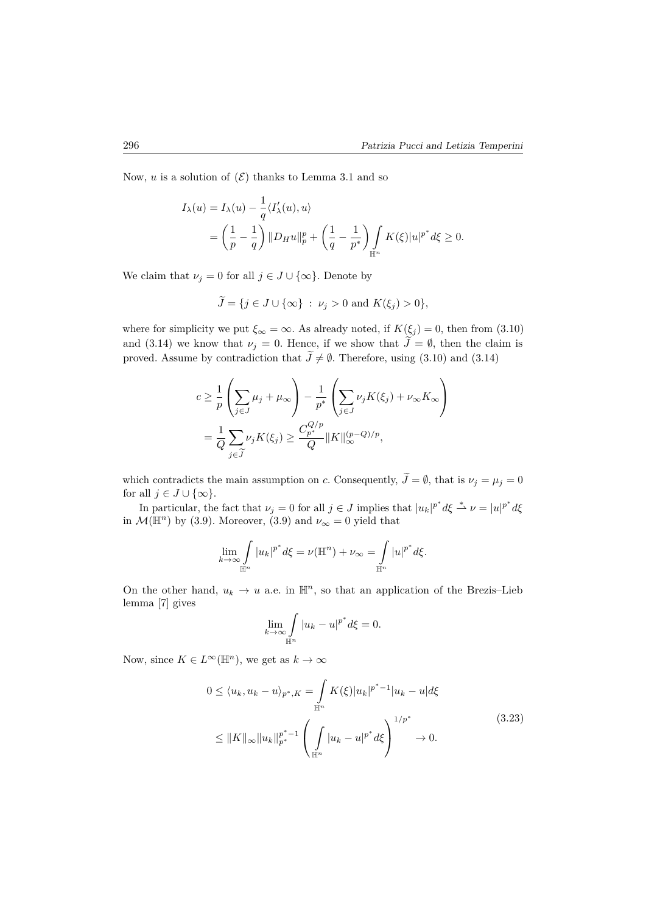Now, $u$ is a solution of $(\mathcal{E})$ thanks to Lemma 3.1 and so

$$
\begin{aligned}
I_\lambda(u) &= I_\lambda(u) - \frac{1}{q}\langle I'_\lambda(u), u\rangle \\
&= \left(\frac{1}{p} - \frac{1}{q}\right)\|D_H u\|_p^p + \left(\frac{1}{q} - \frac{1}{p^*}\right)\int_{\mathbb{H}^n} K(\xi)|u|^{p^*}d\xi \geq 0.
\end{aligned}
$$

We claim that $\nu_j = 0$ for all $j \in J \cup \{\infty\}$. Denote by

$$
\widetilde{J} = \{j \in J \cup \{\infty\} \ : \ \nu_j > 0 \text{ and } K(\xi_j) > 0\},
$$

where for simplicity we put $\xi_\infty = \infty$. As already noted, if $K(\xi_j) = 0$, then from (3.10) and (3.14) we know that $\nu_j = 0$. Hence, if we show that $\widetilde{J} = \emptyset$, then the claim is proved. Assume by contradiction that $\widetilde{J} \neq \emptyset$. Therefore, using (3.10) and (3.14)

$$
\begin{aligned}
c &\geq \frac{1}{p}\left(\sum_{j\in J}\mu_j + \mu_\infty\right) - \frac{1}{p^*}\left(\sum_{j\in J}\nu_j K(\xi_j) + \nu_\infty K_\infty\right) \\
&= \frac{1}{Q}\sum_{j\in\widetilde{J}}\nu_j K(\xi_j) \geq \frac{C_{p^*}^{Q/p}}{Q}\|K\|_\infty^{(p-Q)/p},
\end{aligned}
$$

which contradicts the main assumption on $c$. Consequently, $\widetilde{J} = \emptyset$, that is $\nu_j = \mu_j = 0$ for all $j \in J \cup \{\infty\}$.

In particular, the fact that $\nu_j = 0$ for all $j \in J$ implies that $|u_k|^{p^*}d\xi \overset{*}{\rightharpoonup} \nu = |u|^{p^*}d\xi$ in $\mathcal{M}(\mathbb{H}^n)$ by (3.9). Moreover, (3.9) and $\nu_\infty = 0$ yield that

$$
\lim_{k\to\infty}\int_{\mathbb{H}^n}|u_k|^{p^*}d\xi = \nu(\mathbb{H}^n) + \nu_\infty = \int_{\mathbb{H}^n}|u|^{p^*}d\xi.
$$

On the other hand, $u_k \to u$ a.e. in $\mathbb{H}^n$, so that an application of the Brezis–Lieb lemma [7] gives

$$
\lim_{k\to\infty}\int_{\mathbb{H}^n}|u_k - u|^{p^*}d\xi = 0.
$$

Now, since $K \in L^\infty(\mathbb{H}^n)$, we get as $k \to \infty$

$$
\begin{aligned}
0 \leq \langle u_k, u_k - u\rangle_{p^*,K} &= \int_{\mathbb{H}^n} K(\xi)|u_k|^{p^*-1}|u_k - u|d\xi \\
&\leq \|K\|_\infty \|u_k\|_{p^*}^{p^*-1}\left(\int_{\mathbb{H}^n}|u_k - u|^{p^*}d\xi\right)^{1/p^*} \to 0.
\end{aligned}
\tag{3.23}
$$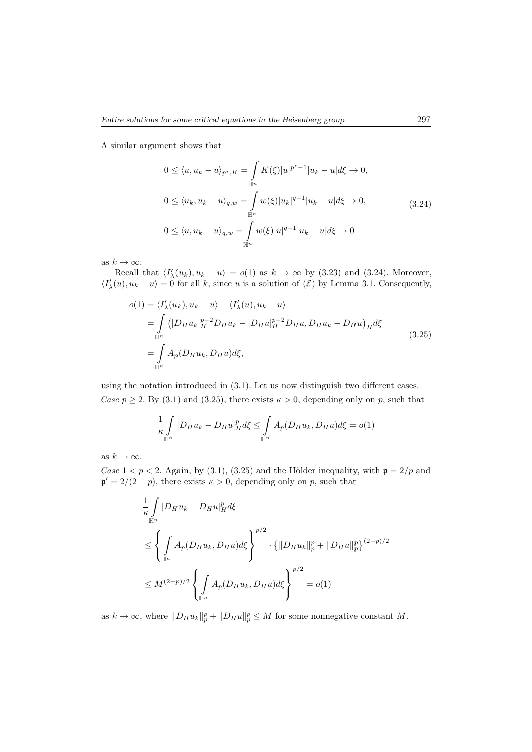A similar argument shows that

$$
\begin{aligned}
0 \le \langle u, u_k - u\rangle_{p^*,K} &= \int_{\mathbb{H}^n} K(\xi)|u|^{p^*-1}|u_k - u|d\xi \to 0,\\
0 \le \langle u_k, u_k - u\rangle_{q,w} &= \int_{\mathbb{H}^n} w(\xi)|u_k|^{q-1}|u_k - u|d\xi \to 0,\\
0 \le \langle u, u_k - u\rangle_{q,w} &= \int_{\mathbb{H}^n} w(\xi)|u|^{q-1}|u_k - u|d\xi \to 0
\end{aligned}
\tag{3.24}
$$

as $k \to \infty$.

Recall that $\langle I'_\lambda(u_k), u_k - u\rangle = o(1)$ as $k \to \infty$ by (3.23) and (3.24). Moreover, $\langle I'_\lambda(u), u_k - u\rangle = 0$ for all $k$, since $u$ is a solution of $(\mathcal{E})$ by Lemma 3.1. Consequently,

$$
\begin{aligned}
o(1) &= \langle I'_\lambda(u_k), u_k - u\rangle - \langle I'_\lambda(u), u_k - u\rangle\\
&= \int_{\mathbb{H}^n} \left(|D_H u_k|_H^{p-2} D_H u_k - |D_H u|_H^{p-2} D_H u, D_H u_k - D_H u\right)_H d\xi\\
&= \int_{\mathbb{H}^n} A_p(D_H u_k, D_H u) d\xi,
\end{aligned}
\tag{3.25}
$$

using the notation introduced in (3.1). Let us now distinguish two different cases.

*Case* $p \ge 2$. By (3.1) and (3.25), there exists $\kappa > 0$, depending only on $p$, such that

$$
\frac{1}{\kappa}\int_{\mathbb{H}^n} |D_H u_k - D_H u|_H^p d\xi \le \int_{\mathbb{H}^n} A_p(D_H u_k, D_H u) d\xi = o(1)
$$

as $k \to \infty$.

*Case* $1 < p < 2$. Again, by (3.1), (3.25) and the Hölder inequality, with $\mathfrak{p} = 2/p$ and $\mathfrak{p}' = 2/(2-p)$, there exists $\kappa > 0$, depending only on $p$, such that

$$
\begin{aligned}
&\frac{1}{\kappa}\int_{\mathbb{H}^n} |D_H u_k - D_H u|_H^p d\xi\\
&\le \left\{\int_{\mathbb{H}^n} A_p(D_H u_k, D_H u) d\xi\right\}^{p/2} \cdot \left\{\|D_H u_k\|_p^p + \|D_H u\|_p^p\right\}^{(2-p)/2}\\
&\le M^{(2-p)/2}\left\{\int_{\mathbb{H}^n} A_p(D_H u_k, D_H u) d\xi\right\}^{p/2} = o(1)
\end{aligned}
$$

as $k \to \infty$, where $\|D_H u_k\|_p^p + \|D_H u\|_p^p \le M$ for some nonnegative constant $M$.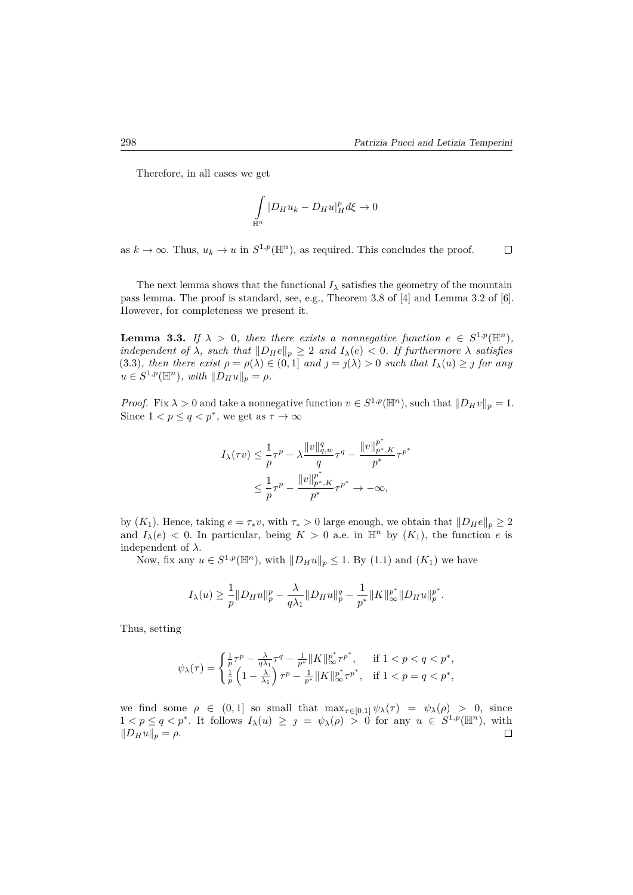Therefore, in all cases we get

$$\int_{\mathbb{H}^n} |D_H u_k - D_H u|_H^p d\xi \to 0$$

as $k \to \infty$. Thus, $u_k \to u$ in $S^{1,p}(\mathbb{H}^n)$, as required. This concludes the proof. $\square$

The next lemma shows that the functional $I_\lambda$ satisfies the geometry of the mountain pass lemma. The proof is standard, see, e.g., Theorem 3.8 of [4] and Lemma 3.2 of [6]. However, for completeness we present it.

**Lemma 3.3.** *If $\lambda > 0$, then there exists a nonnegative function $e \in S^{1,p}(\mathbb{H}^n)$, independent of $\lambda$, such that $\|D_H e\|_p \geq 2$ and $I_\lambda(e) < 0$. If furthermore $\lambda$ satisfies* (3.3)*, then there exist $\rho = \rho(\lambda) \in (0,1]$ and $\jmath = \jmath(\lambda) > 0$ such that $I_\lambda(u) \geq \jmath$ for any $u \in S^{1,p}(\mathbb{H}^n)$, with $\|D_H u\|_p = \rho$.*

*Proof.* Fix $\lambda > 0$ and take a nonnegative function $v \in S^{1,p}(\mathbb{H}^n)$, such that $\|D_H v\|_p = 1$. Since $1 < p \leq q < p^*$, we get as $\tau \to \infty$

$$\begin{aligned}
I_\lambda(\tau v) &\leq \frac{1}{p}\tau^p - \lambda \frac{\|v\|_{q,w}^q}{q}\tau^q - \frac{\|v\|_{p^*,K}^{p^*}}{p^*}\tau^{p^*} \\
&\leq \frac{1}{p}\tau^p - \frac{\|v\|_{p^*,K}^{p^*}}{p^*}\tau^{p^*} \to -\infty,
\end{aligned}$$

by $(K_1)$. Hence, taking $e = \tau_* v$, with $\tau_* > 0$ large enough, we obtain that $\|D_H e\|_p \geq 2$ and $I_\lambda(e) < 0$. In particular, being $K > 0$ a.e. in $\mathbb{H}^n$ by $(K_1)$, the function $e$ is independent of $\lambda$.

Now, fix any $u \in S^{1,p}(\mathbb{H}^n)$, with $\|D_H u\|_p \leq 1$. By (1.1) and $(K_1)$ we have

$$I_\lambda(u) \geq \frac{1}{p}\|D_H u\|_p^p - \frac{\lambda}{q\lambda_1}\|D_H u\|_p^q - \frac{1}{p^*}\|K\|_\infty^{p^*}\|D_H u\|_p^{p^*}.$$

Thus, setting

$$\psi_\lambda(\tau) = \begin{cases} \frac{1}{p}\tau^p - \frac{\lambda}{q\lambda_1}\tau^q - \frac{1}{p^*}\|K\|_\infty^{p^*}\tau^{p^*}, & \text{if } 1 < p < q < p^*, \\ \frac{1}{p}\left(1 - \frac{\lambda}{\lambda_1}\right)\tau^p - \frac{1}{p^*}\|K\|_\infty^{p^*}\tau^{p^*}, & \text{if } 1 < p = q < p^*, \end{cases}$$

we find some $\rho \in (0,1]$ so small that $\max_{\tau \in [0,1]} \psi_\lambda(\tau) = \psi_\lambda(\rho) > 0$, since $1 < p \leq q < p^*$. It follows $I_\lambda(u) \geq \jmath = \psi_\lambda(\rho) > 0$ for any $u \in S^{1,p}(\mathbb{H}^n)$, with $\|D_H u\|_p = \rho$. $\square$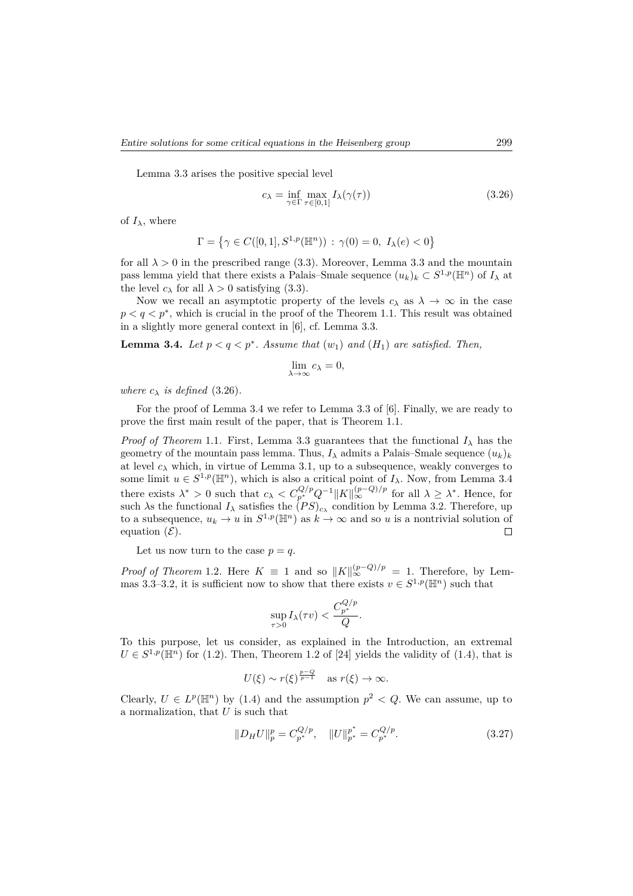Lemma 3.3 arises the positive special level

$$c_\lambda = \inf_{\gamma\in\Gamma} \max_{\tau\in[0,1]} I_\lambda(\gamma(\tau)) \tag{3.26}$$

of $I_\lambda$, where

$$\Gamma = \left\{\gamma \in C([0,1], S^{1,p}(\mathbb{H}^n)) \,:\, \gamma(0)=0,\ I_\lambda(e)<0\right\}$$

for all $\lambda>0$ in the prescribed range (3.3). Moreover, Lemma 3.3 and the mountain pass lemma yield that there exists a Palais–Smale sequence $(u_k)_k \subset S^{1,p}(\mathbb{H}^n)$ of $I_\lambda$ at the level $c_\lambda$ for all $\lambda>0$ satisfying (3.3).

Now we recall an asymptotic property of the levels $c_\lambda$ as $\lambda\to\infty$ in the case $p<q<p^*$, which is crucial in the proof of the Theorem 1.1. This result was obtained in a slightly more general context in [6], cf. Lemma 3.3.

**Lemma 3.4.** *Let $p<q<p^*$. Assume that $(w_1)$ and $(H_1)$ are satisfied. Then,*

$$\lim_{\lambda\to\infty} c_\lambda = 0,$$

*where $c_\lambda$ is defined* (3.26).

For the proof of Lemma 3.4 we refer to Lemma 3.3 of [6]. Finally, we are ready to prove the first main result of the paper, that is Theorem 1.1.

*Proof of Theorem* 1.1. First, Lemma 3.3 guarantees that the functional $I_\lambda$ has the geometry of the mountain pass lemma. Thus, $I_\lambda$ admits a Palais–Smale sequence $(u_k)_k$ at level $c_\lambda$ which, in virtue of Lemma 3.1, up to a subsequence, weakly converges to some limit $u\in S^{1,p}(\mathbb{H}^n)$, which is also a critical point of $I_\lambda$. Now, from Lemma 3.4 there exists $\lambda^*>0$ such that $c_\lambda < C_{p^*}^{Q/p} Q^{-1}\|K\|_\infty^{(p-Q)/p}$ for all $\lambda\ge\lambda^*$. Hence, for such $\lambda$s the functional $I_\lambda$ satisfies the $(PS)_{c_\lambda}$ condition by Lemma 3.2. Therefore, up to a subsequence, $u_k\to u$ in $S^{1,p}(\mathbb{H}^n)$ as $k\to\infty$ and so $u$ is a nontrivial solution of equation $(\mathcal{E})$. □

Let us now turn to the case $p=q$.

*Proof of Theorem* 1.2. Here $K\equiv 1$ and so $\|K\|_\infty^{(p-Q)/p}=1$. Therefore, by Lemmas 3.3–3.2, it is sufficient now to show that there exists $v\in S^{1,p}(\mathbb{H}^n)$ such that

$$\sup_{\tau>0} I_\lambda(\tau v) < \frac{C_{p^*}^{Q/p}}{Q}.$$

To this purpose, let us consider, as explained in the Introduction, an extremal $U\in S^{1,p}(\mathbb{H}^n)$ for (1.2). Then, Theorem 1.2 of [24] yields the validity of (1.4), that is

$$U(\xi)\sim r(\xi)^{\frac{p-Q}{p-1}} \quad \text{as } r(\xi)\to\infty.$$

Clearly, $U\in L^p(\mathbb{H}^n)$ by (1.4) and the assumption $p^2<Q$. We can assume, up to a normalization, that $U$ is such that

$$\|D_H U\|_p^p = C_{p^*}^{Q/p}, \quad \|U\|_{p^*}^{p^*} = C_{p^*}^{Q/p}. \tag{3.27}$$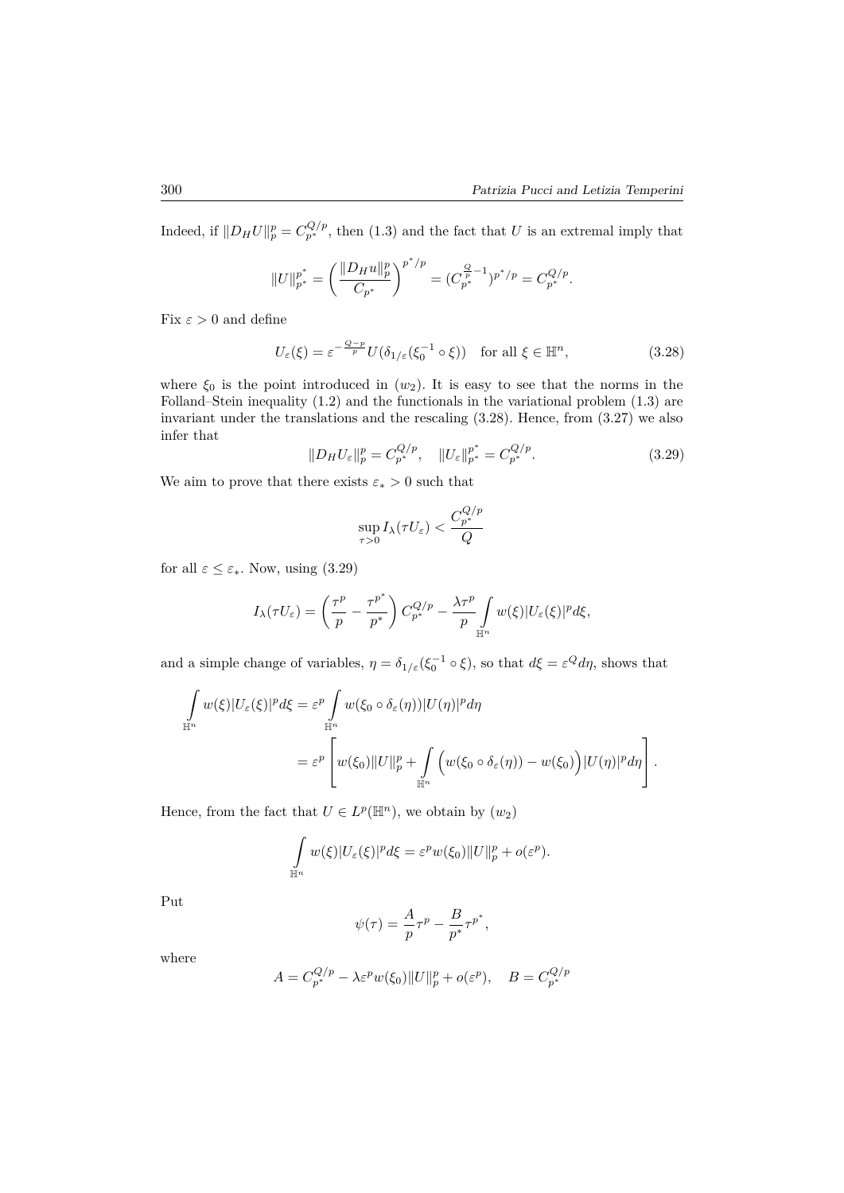Indeed, if $\|D_H U\|_p^p = C_{p^*}^{Q/p}$, then (1.3) and the fact that $U$ is an extremal imply that

$$\|U\|_{p^*}^{p^*} = \left( \frac{\|D_H u\|_p^p}{C_{p^*}} \right)^{p^*/p} = (C_{p^*}^{\frac{Q}{p}-1})^{p^*/p} = C_{p^*}^{Q/p}.$$

Fix $\varepsilon > 0$ and define

$$U_\varepsilon(\xi) = \varepsilon^{-\frac{Q-p}{p}} U(\delta_{1/\varepsilon}(\xi_0^{-1} \circ \xi)) \quad \text{for all } \xi \in \mathbb{H}^n, \tag{3.28}$$

where $\xi_0$ is the point introduced in $(w_2)$. It is easy to see that the norms in the Folland–Stein inequality (1.2) and the functionals in the variational problem (1.3) are invariant under the translations and the rescaling (3.28). Hence, from (3.27) we also infer that

$$\|D_H U_\varepsilon\|_p^p = C_{p^*}^{Q/p}, \quad \|U_\varepsilon\|_{p^*}^{p^*} = C_{p^*}^{Q/p}. \tag{3.29}$$

We aim to prove that there exists $\varepsilon_* > 0$ such that

$$\sup_{\tau > 0} I_\lambda(\tau U_\varepsilon) < \frac{C_{p^*}^{Q/p}}{Q}$$

for all $\varepsilon \leq \varepsilon_*$. Now, using (3.29)

$$I_\lambda(\tau U_\varepsilon) = \left( \frac{\tau^p}{p} - \frac{\tau^{p^*}}{p^*} \right) C_{p^*}^{Q/p} - \frac{\lambda \tau^p}{p} \int_{\mathbb{H}^n} w(\xi) |U_\varepsilon(\xi)|^p d\xi,$$

and a simple change of variables, $\eta = \delta_{1/\varepsilon}(\xi_0^{-1} \circ \xi)$, so that $d\xi = \varepsilon^Q d\eta$, shows that

$$\begin{aligned}
\int_{\mathbb{H}^n} w(\xi)|U_\varepsilon(\xi)|^p d\xi &= \varepsilon^p \int_{\mathbb{H}^n} w(\xi_0 \circ \delta_\varepsilon(\eta))|U(\eta)|^p d\eta \\
&= \varepsilon^p \left[ w(\xi_0)\|U\|_p^p + \int_{\mathbb{H}^n} \Big( w(\xi_0 \circ \delta_\varepsilon(\eta)) - w(\xi_0) \Big) |U(\eta)|^p d\eta \right].
\end{aligned}$$

Hence, from the fact that $U \in L^p(\mathbb{H}^n)$, we obtain by $(w_2)$

$$\int_{\mathbb{H}^n} w(\xi)|U_\varepsilon(\xi)|^p d\xi = \varepsilon^p w(\xi_0)\|U\|_p^p + o(\varepsilon^p).$$

Put

$$\psi(\tau) = \frac{A}{p}\tau^p - \frac{B}{p^*}\tau^{p^*},$$

where

$$A = C_{p^*}^{Q/p} - \lambda \varepsilon^p w(\xi_0)\|U\|_p^p + o(\varepsilon^p), \quad B = C_{p^*}^{Q/p}$$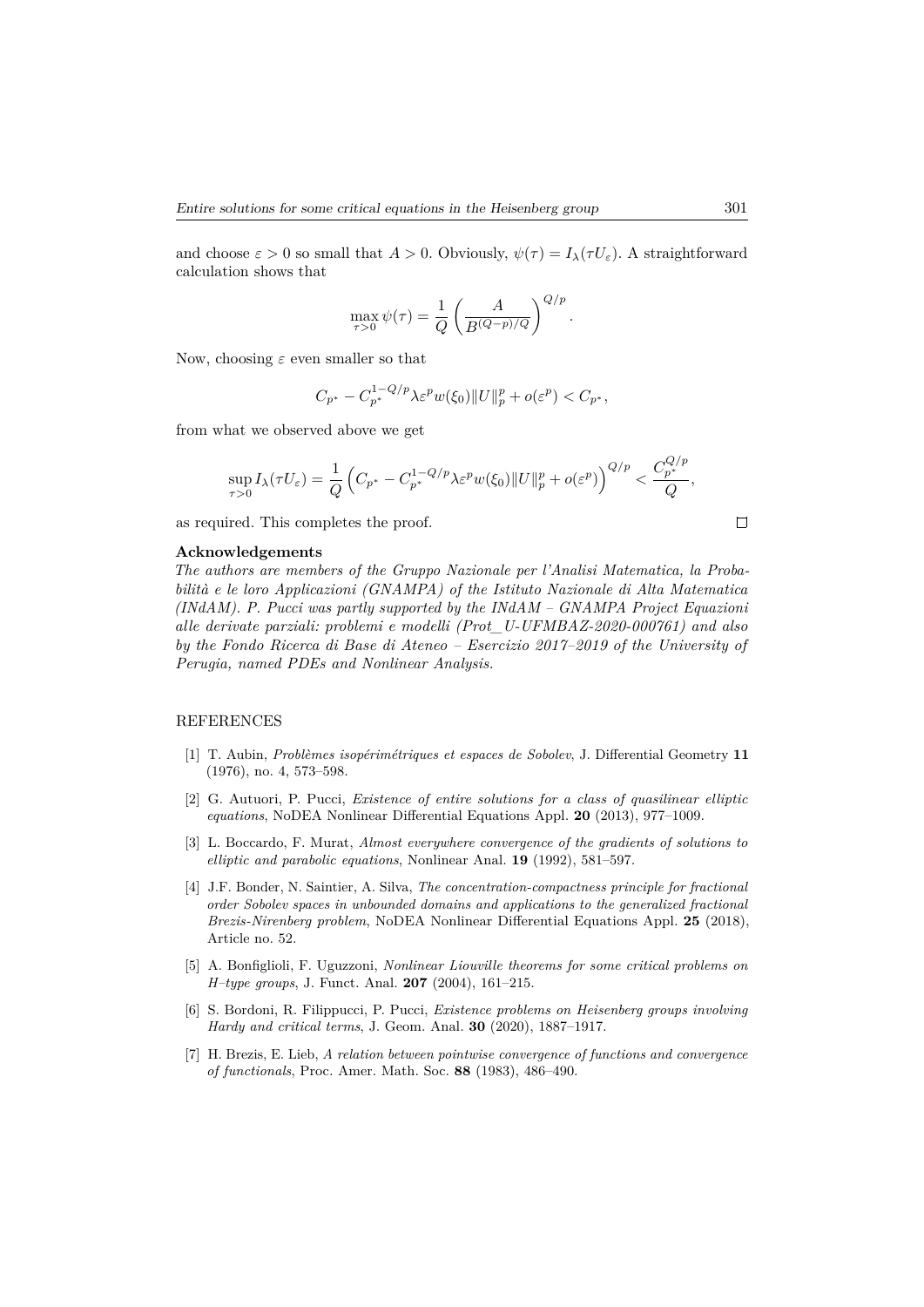and choose $\varepsilon > 0$ so small that $A > 0$. Obviously, $\psi(\tau) = I_\lambda(\tau U_\varepsilon)$. A straightforward calculation shows that

$$\max_{\tau>0} \psi(\tau) = \frac{1}{Q} \left( \frac{A}{B^{(Q-p)/Q}} \right)^{Q/p}.$$

Now, choosing $\varepsilon$ even smaller so that

$$C_{p^*} - C_{p^*}^{1-Q/p} \lambda \varepsilon^p w(\xi_0) \|U\|_p^p + o(\varepsilon^p) < C_{p^*},$$

from what we observed above we get

$$\sup_{\tau>0} I_\lambda(\tau U_\varepsilon) = \frac{1}{Q} \left( C_{p^*} - C_{p^*}^{1-Q/p} \lambda \varepsilon^p w(\xi_0) \|U\|_p^p + o(\varepsilon^p) \right)^{Q/p} < \frac{C_{p^*}^{Q/p}}{Q},$$

as required. This completes the proof. □

**Acknowledgements**

*The authors are members of the Gruppo Nazionale per l'Analisi Matematica, la Probabilità e le loro Applicazioni (GNAMPA) of the Istituto Nazionale di Alta Matematica (INdAM). P. Pucci was partly supported by the INdAM – GNAMPA Project Equazioni alle derivate parziali: problemi e modelli (Prot_U-UFMBAZ-2020-000761) and also by the Fondo Ricerca di Base di Ateneo – Esercizio 2017–2019 of the University of Perugia, named PDEs and Nonlinear Analysis.*

## REFERENCES

[1] T. Aubin, *Problèmes isopérimétriques et espaces de Sobolev*, J. Differential Geometry **11** (1976), no. 4, 573–598.

[2] G. Autuori, P. Pucci, *Existence of entire solutions for a class of quasilinear elliptic equations*, NoDEA Nonlinear Differential Equations Appl. **20** (2013), 977–1009.

[3] L. Boccardo, F. Murat, *Almost everywhere convergence of the gradients of solutions to elliptic and parabolic equations*, Nonlinear Anal. **19** (1992), 581–597.

[4] J.F. Bonder, N. Saintier, A. Silva, *The concentration-compactness principle for fractional order Sobolev spaces in unbounded domains and applications to the generalized fractional Brezis-Nirenberg problem*, NoDEA Nonlinear Differential Equations Appl. **25** (2018), Article no. 52.

[5] A. Bonfiglioli, F. Uguzzoni, *Nonlinear Liouville theorems for some critical problems on H–type groups*, J. Funct. Anal. **207** (2004), 161–215.

[6] S. Bordoni, R. Filippucci, P. Pucci, *Existence problems on Heisenberg groups involving Hardy and critical terms*, J. Geom. Anal. **30** (2020), 1887–1917.

[7] H. Brezis, E. Lieb, *A relation between pointwise convergence of functions and convergence of functionals*, Proc. Amer. Math. Soc. **88** (1983), 486–490.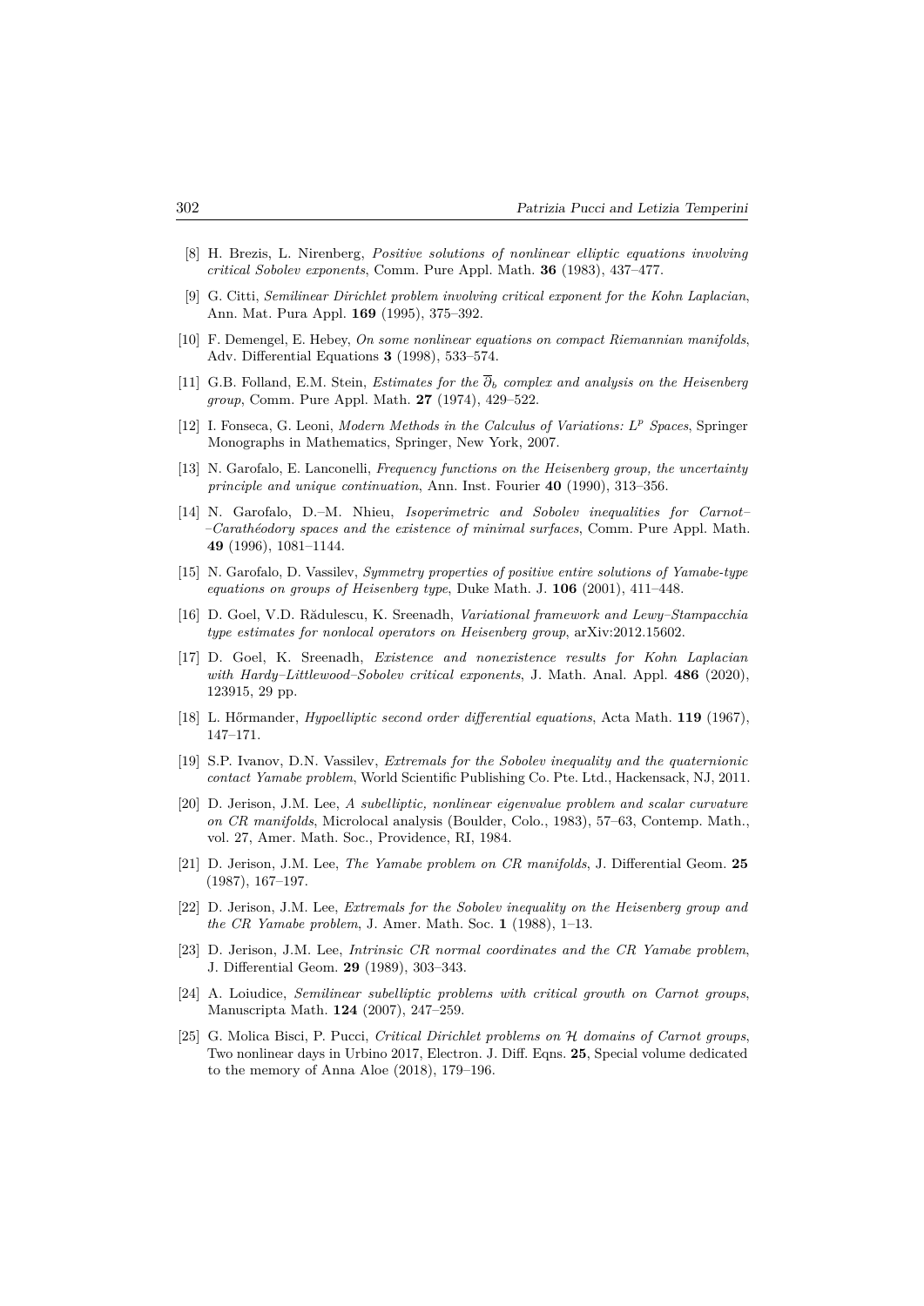[8] H. Brezis, L. Nirenberg, *Positive solutions of nonlinear elliptic equations involving critical Sobolev exponents*, Comm. Pure Appl. Math. **36** (1983), 437–477.

[9] G. Citti, *Semilinear Dirichlet problem involving critical exponent for the Kohn Laplacian*, Ann. Mat. Pura Appl. **169** (1995), 375–392.

[10] F. Demengel, E. Hebey, *On some nonlinear equations on compact Riemannian manifolds*, Adv. Differential Equations **3** (1998), 533–574.

[11] G.B. Folland, E.M. Stein, *Estimates for the $\overline{\partial}_b$ complex and analysis on the Heisenberg group*, Comm. Pure Appl. Math. **27** (1974), 429–522.

[12] I. Fonseca, G. Leoni, *Modern Methods in the Calculus of Variations: $L^p$ Spaces*, Springer Monographs in Mathematics, Springer, New York, 2007.

[13] N. Garofalo, E. Lanconelli, *Frequency functions on the Heisenberg group, the uncertainty principle and unique continuation*, Ann. Inst. Fourier **40** (1990), 313–356.

[14] N. Garofalo, D.–M. Nhieu, *Isoperimetric and Sobolev inequalities for Carnot–Carathéodory spaces and the existence of minimal surfaces*, Comm. Pure Appl. Math. **49** (1996), 1081–1144.

[15] N. Garofalo, D. Vassilev, *Symmetry properties of positive entire solutions of Yamabe-type equations on groups of Heisenberg type*, Duke Math. J. **106** (2001), 411–448.

[16] D. Goel, V.D. Rădulescu, K. Sreenadh, *Variational framework and Lewy–Stampacchia type estimates for nonlocal operators on Heisenberg group*, arXiv:2012.15602.

[17] D. Goel, K. Sreenadh, *Existence and nonexistence results for Kohn Laplacian with Hardy–Littlewood–Sobolev critical exponents*, J. Math. Anal. Appl. **486** (2020), 123915, 29 pp.

[18] L. Hőrmander, *Hypoelliptic second order differential equations*, Acta Math. **119** (1967), 147–171.

[19] S.P. Ivanov, D.N. Vassilev, *Extremals for the Sobolev inequality and the quaternionic contact Yamabe problem*, World Scientific Publishing Co. Pte. Ltd., Hackensack, NJ, 2011.

[20] D. Jerison, J.M. Lee, *A subelliptic, nonlinear eigenvalue problem and scalar curvature on CR manifolds*, Microlocal analysis (Boulder, Colo., 1983), 57–63, Contemp. Math., vol. 27, Amer. Math. Soc., Providence, RI, 1984.

[21] D. Jerison, J.M. Lee, *The Yamabe problem on CR manifolds*, J. Differential Geom. **25** (1987), 167–197.

[22] D. Jerison, J.M. Lee, *Extremals for the Sobolev inequality on the Heisenberg group and the CR Yamabe problem*, J. Amer. Math. Soc. **1** (1988), 1–13.

[23] D. Jerison, J.M. Lee, *Intrinsic CR normal coordinates and the CR Yamabe problem*, J. Differential Geom. **29** (1989), 303–343.

[24] A. Loiudice, *Semilinear subelliptic problems with critical growth on Carnot groups*, Manuscripta Math. **124** (2007), 247–259.

[25] G. Molica Bisci, P. Pucci, *Critical Dirichlet problems on $\mathcal{H}$ domains of Carnot groups*, Two nonlinear days in Urbino 2017, Electron. J. Diff. Eqns. **25**, Special volume dedicated to the memory of Anna Aloe (2018), 179–196.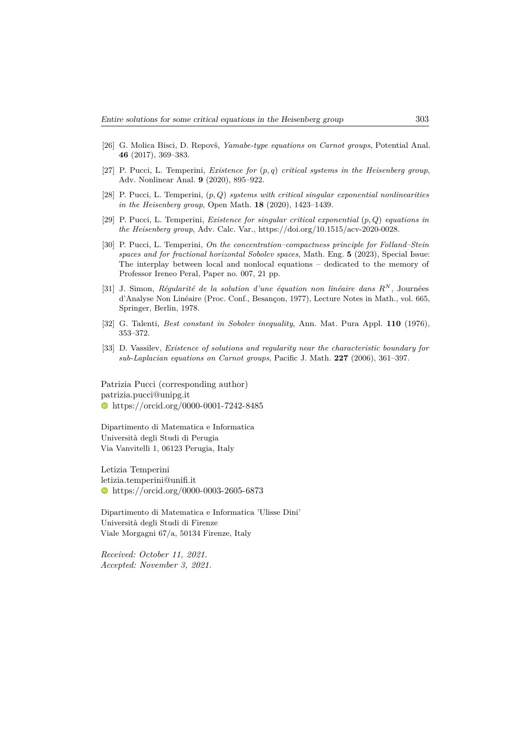[26] G. Molica Bisci, D. Repovš, *Yamabe-type equations on Carnot groups*, Potential Anal. **46** (2017), 369–383.

[27] P. Pucci, L. Temperini, *Existence for $(p,q)$ critical systems in the Heisenberg group*, Adv. Nonlinear Anal. **9** (2020), 895–922.

[28] P. Pucci, L. Temperini, *$(p,Q)$ systems with critical singular exponential nonlinearities in the Heisenberg group*, Open Math. **18** (2020), 1423–1439.

[29] P. Pucci, L. Temperini, *Existence for singular critical exponential $(p,Q)$ equations in the Heisenberg group*, Adv. Calc. Var., https://doi.org/10.1515/acv-2020-0028.

[30] P. Pucci, L. Temperini, *On the concentration–compactness principle for Folland–Stein spaces and for fractional horizontal Sobolev spaces*, Math. Eng. **5** (2023), Special Issue: The interplay between local and nonlocal equations – dedicated to the memory of Professor Ireneo Peral, Paper no. 007, 21 pp.

[31] J. Simon, *Régularité de la solution d'une équation non linéaire dans $R^N$*, Journées d'Analyse Non Linéaire (Proc. Conf., Besançon, 1977), Lecture Notes in Math., vol. 665, Springer, Berlin, 1978.

[32] G. Talenti, *Best constant in Sobolev inequality*, Ann. Mat. Pura Appl. **110** (1976), 353–372.

[33] D. Vassilev, *Existence of solutions and regularity near the characteristic boundary for sub-Laplacian equations on Carnot groups*, Pacific J. Math. **227** (2006), 361–397.

Patrizia Pucci (corresponding author)
patrizia.pucci@unipg.it
https://orcid.org/0000-0001-7242-8485

Dipartimento di Matematica e Informatica
Università degli Studi di Perugia
Via Vanvitelli 1, 06123 Perugia, Italy

Letizia Temperini
letizia.temperini@unifi.it
https://orcid.org/0000-0003-2605-6873

Dipartimento di Matematica e Informatica 'Ulisse Dini'
Università degli Studi di Firenze
Viale Morgagni 67/a, 50134 Firenze, Italy

*Received: October 11, 2021.*
*Accepted: November 3, 2021.*